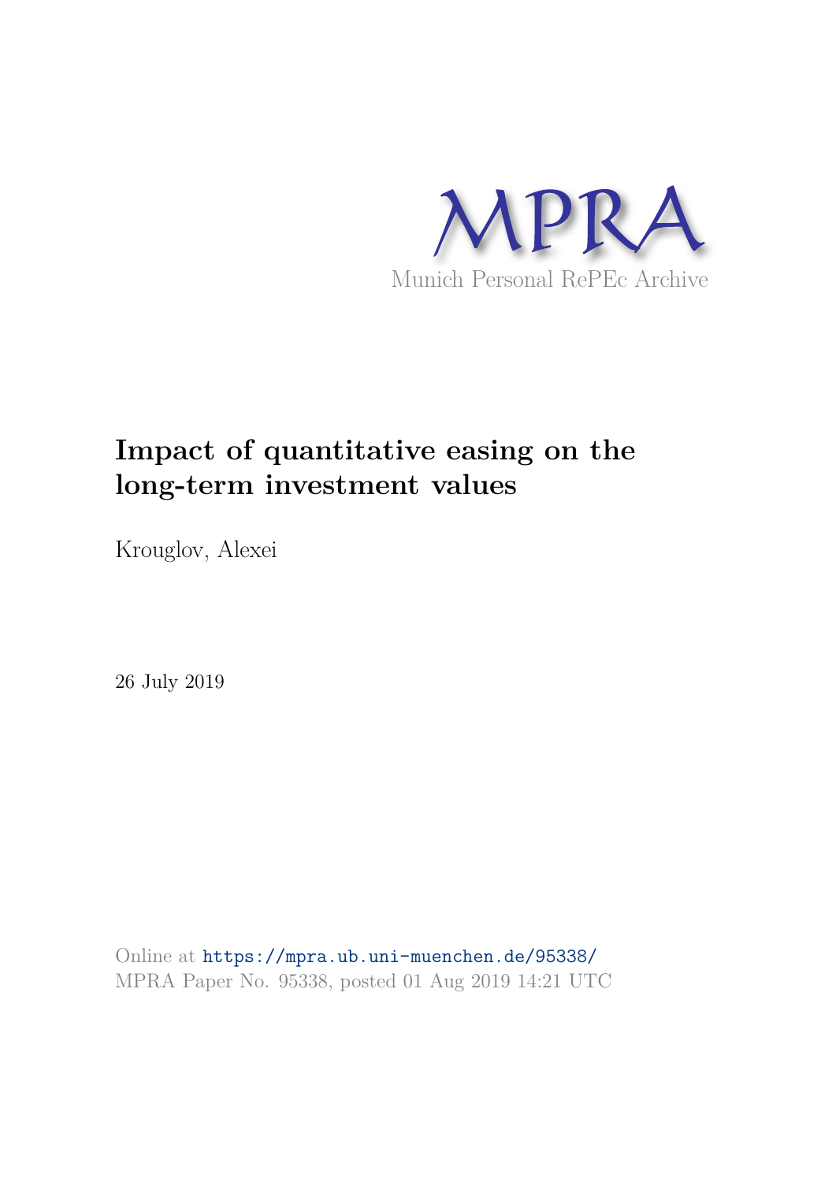MPRA

Munich Personal RePEc Archive

# Impact of quantitative easing on the long-term investment values

Krouglov, Alexei

26 July 2019

Online at https://mpra.ub.uni-muenchen.de/95338/
MPRA Paper No. 95338, posted 01 Aug 2019 14:21 UTC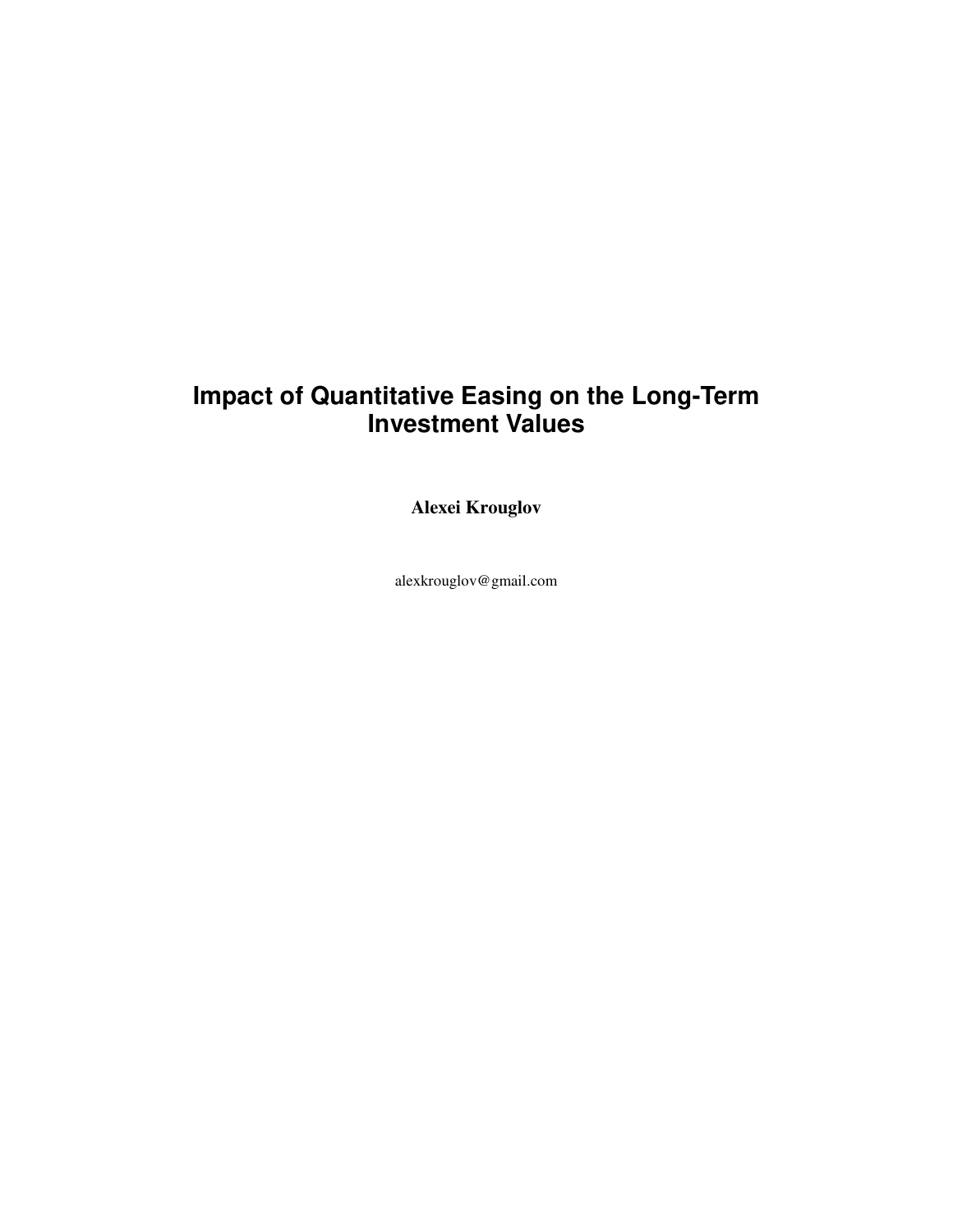# Impact of Quantitative Easing on the Long-Term Investment Values

**Alexei Krouglov**

alexkrouglov@gmail.com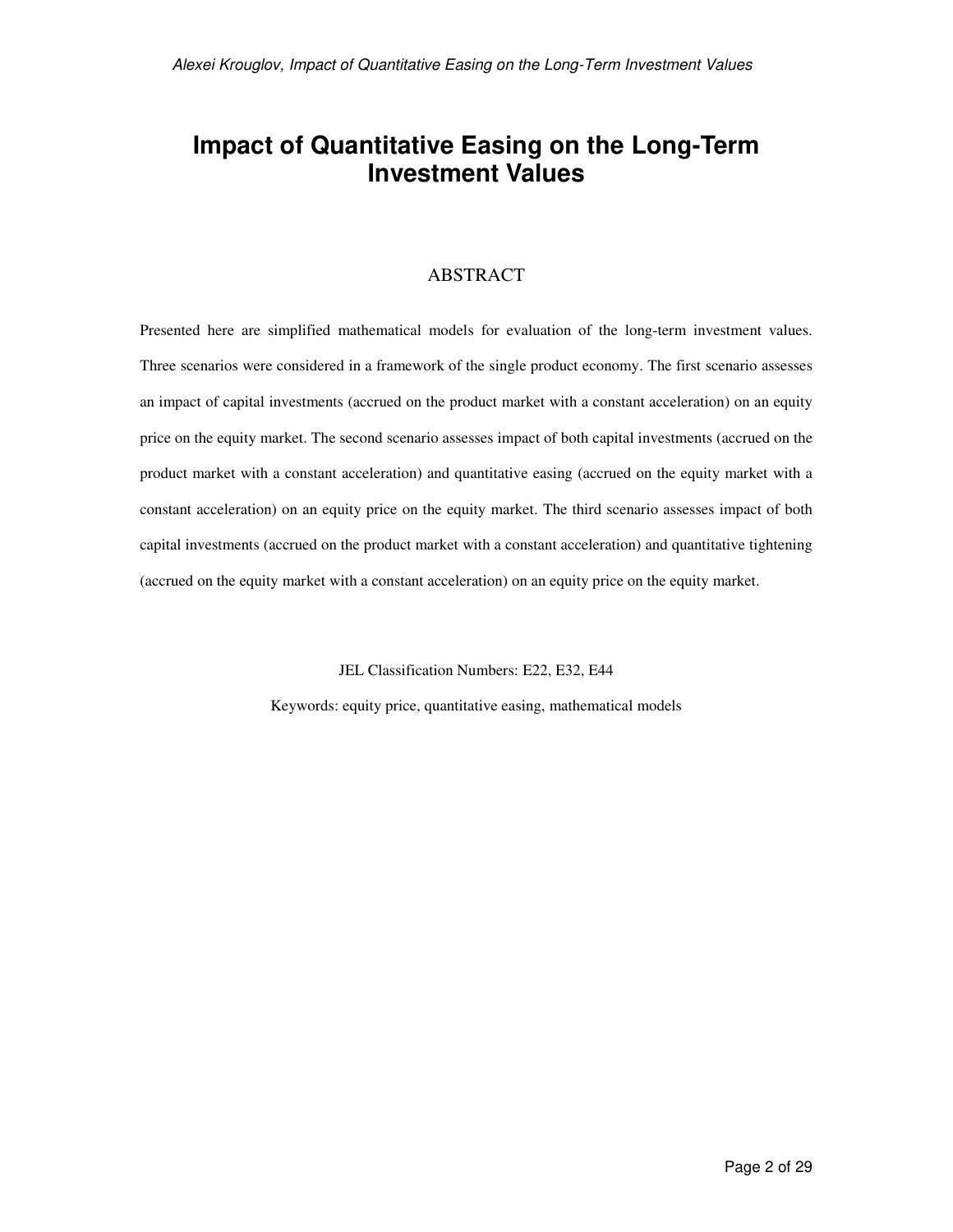# Impact of Quantitative Easing on the Long-Term Investment Values

## ABSTRACT

Presented here are simplified mathematical models for evaluation of the long-term investment values. Three scenarios were considered in a framework of the single product economy. The first scenario assesses an impact of capital investments (accrued on the product market with a constant acceleration) on an equity price on the equity market. The second scenario assesses impact of both capital investments (accrued on the product market with a constant acceleration) and quantitative easing (accrued on the equity market with a constant acceleration) on an equity price on the equity market. The third scenario assesses impact of both capital investments (accrued on the product market with a constant acceleration) and quantitative tightening (accrued on the equity market with a constant acceleration) on an equity price on the equity market.

JEL Classification Numbers: E22, E32, E44

Keywords: equity price, quantitative easing, mathematical models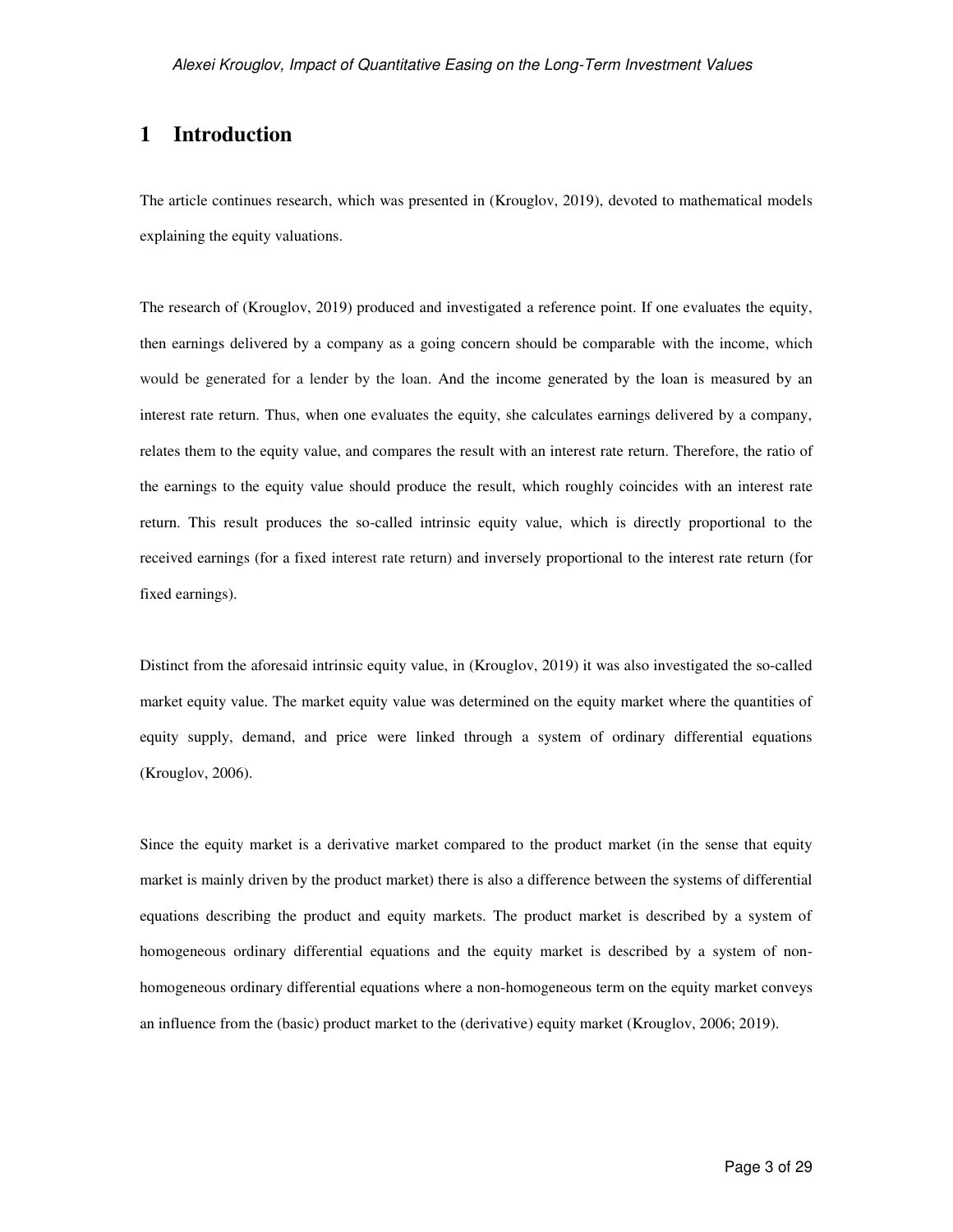# 1 Introduction

The article continues research, which was presented in (Krouglov, 2019), devoted to mathematical models explaining the equity valuations.

The research of (Krouglov, 2019) produced and investigated a reference point. If one evaluates the equity, then earnings delivered by a company as a going concern should be comparable with the income, which would be generated for a lender by the loan. And the income generated by the loan is measured by an interest rate return. Thus, when one evaluates the equity, she calculates earnings delivered by a company, relates them to the equity value, and compares the result with an interest rate return. Therefore, the ratio of the earnings to the equity value should produce the result, which roughly coincides with an interest rate return. This result produces the so-called intrinsic equity value, which is directly proportional to the received earnings (for a fixed interest rate return) and inversely proportional to the interest rate return (for fixed earnings).

Distinct from the aforesaid intrinsic equity value, in (Krouglov, 2019) it was also investigated the so-called market equity value. The market equity value was determined on the equity market where the quantities of equity supply, demand, and price were linked through a system of ordinary differential equations (Krouglov, 2006).

Since the equity market is a derivative market compared to the product market (in the sense that equity market is mainly driven by the product market) there is also a difference between the systems of differential equations describing the product and equity markets. The product market is described by a system of homogeneous ordinary differential equations and the equity market is described by a system of non-homogeneous ordinary differential equations where a non-homogeneous term on the equity market conveys an influence from the (basic) product market to the (derivative) equity market (Krouglov, 2006; 2019).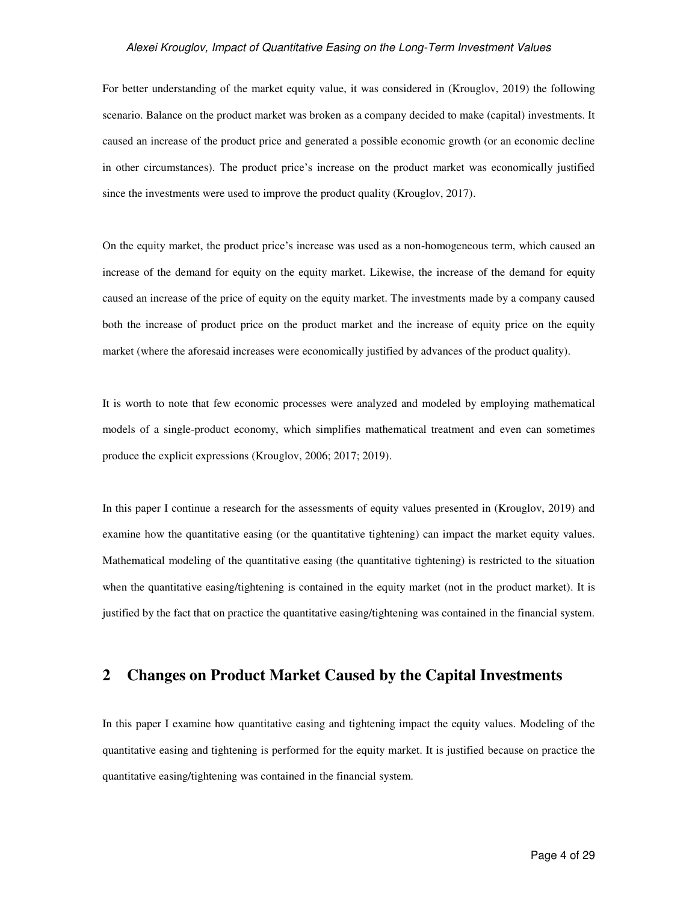For better understanding of the market equity value, it was considered in (Krouglov, 2019) the following scenario. Balance on the product market was broken as a company decided to make (capital) investments. It caused an increase of the product price and generated a possible economic growth (or an economic decline in other circumstances). The product price's increase on the product market was economically justified since the investments were used to improve the product quality (Krouglov, 2017).

On the equity market, the product price's increase was used as a non-homogeneous term, which caused an increase of the demand for equity on the equity market. Likewise, the increase of the demand for equity caused an increase of the price of equity on the equity market. The investments made by a company caused both the increase of product price on the product market and the increase of equity price on the equity market (where the aforesaid increases were economically justified by advances of the product quality).

It is worth to note that few economic processes were analyzed and modeled by employing mathematical models of a single-product economy, which simplifies mathematical treatment and even can sometimes produce the explicit expressions (Krouglov, 2006; 2017; 2019).

In this paper I continue a research for the assessments of equity values presented in (Krouglov, 2019) and examine how the quantitative easing (or the quantitative tightening) can impact the market equity values. Mathematical modeling of the quantitative easing (the quantitative tightening) is restricted to the situation when the quantitative easing/tightening is contained in the equity market (not in the product market). It is justified by the fact that on practice the quantitative easing/tightening was contained in the financial system.

## 2 Changes on Product Market Caused by the Capital Investments

In this paper I examine how quantitative easing and tightening impact the equity values. Modeling of the quantitative easing and tightening is performed for the equity market. It is justified because on practice the quantitative easing/tightening was contained in the financial system.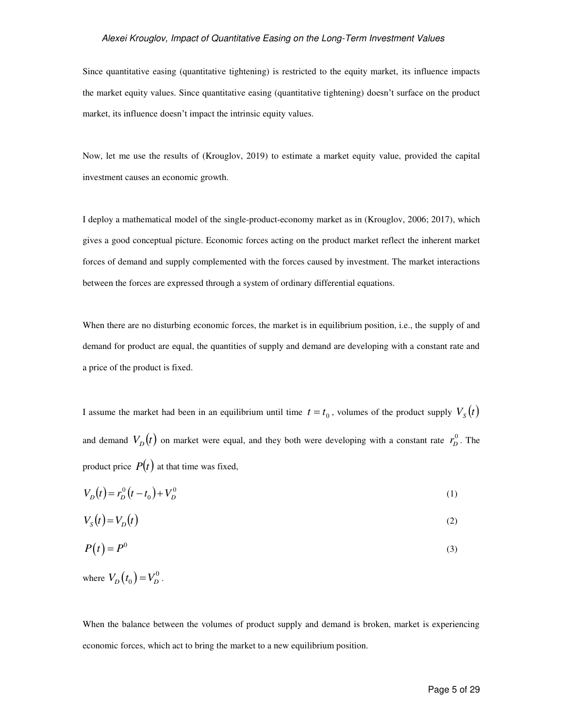Since quantitative easing (quantitative tightening) is restricted to the equity market, its influence impacts the market equity values. Since quantitative easing (quantitative tightening) doesn't surface on the product market, its influence doesn't impact the intrinsic equity values.

Now, let me use the results of (Krouglov, 2019) to estimate a market equity value, provided the capital investment causes an economic growth.

I deploy a mathematical model of the single-product-economy market as in (Krouglov, 2006; 2017), which gives a good conceptual picture. Economic forces acting on the product market reflect the inherent market forces of demand and supply complemented with the forces caused by investment. The market interactions between the forces are expressed through a system of ordinary differential equations.

When there are no disturbing economic forces, the market is in equilibrium position, i.e., the supply of and demand for product are equal, the quantities of supply and demand are developing with a constant rate and a price of the product is fixed.

I assume the market had been in an equilibrium until time $t = t_0$, volumes of the product supply $V_S(t)$ and demand $V_D(t)$ on market were equal, and they both were developing with a constant rate $r_D^0$. The product price $P(t)$ at that time was fixed,

$$V_D(t) = r_D^0 (t - t_0) + V_D^0 \tag{1}$$

$$V_S(t) = V_D(t) \tag{2}$$

$$P(t) = P^0 \tag{3}$$

where $V_D(t_0) = V_D^0$.

When the balance between the volumes of product supply and demand is broken, market is experiencing economic forces, which act to bring the market to a new equilibrium position.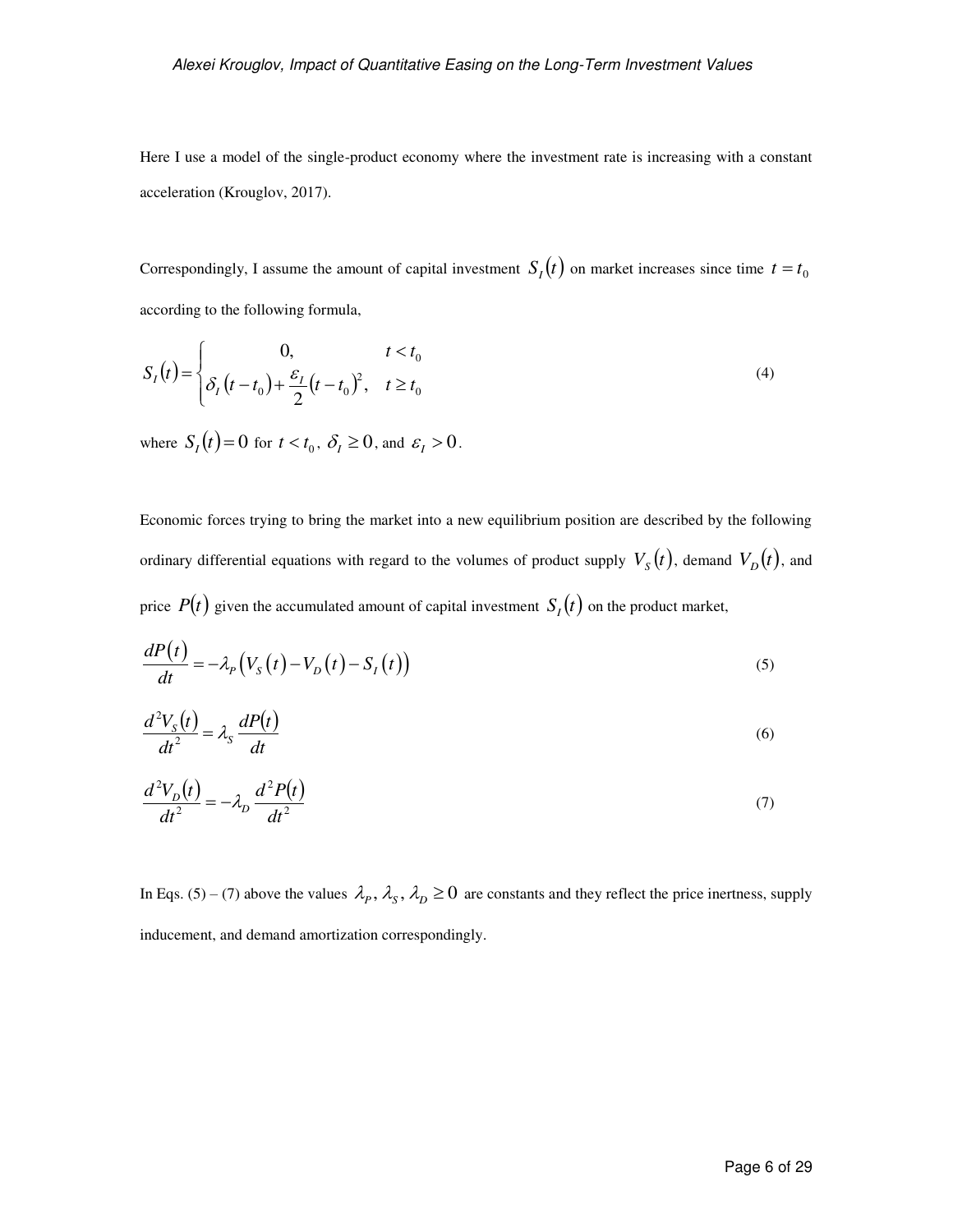Here I use a model of the single-product economy where the investment rate is increasing with a constant acceleration (Krouglov, 2017).

Correspondingly, I assume the amount of capital investment $S_I(t)$ on market increases since time $t = t_0$ according to the following formula,

$$
S_I(t) = \begin{cases} 0, & t < t_0 \\ \delta_I (t - t_0) + \dfrac{\varepsilon_I}{2}(t - t_0)^2, & t \geq t_0 \end{cases} \tag{4}
$$

where $S_I(t) = 0$ for $t < t_0$, $\delta_I \geq 0$, and $\varepsilon_I > 0$.

Economic forces trying to bring the market into a new equilibrium position are described by the following ordinary differential equations with regard to the volumes of product supply $V_S(t)$, demand $V_D(t)$, and price $P(t)$ given the accumulated amount of capital investment $S_I(t)$ on the product market,

$$
\frac{dP(t)}{dt} = -\lambda_P \left( V_S(t) - V_D(t) - S_I(t) \right) \tag{5}
$$

$$
\frac{d^2 V_S(t)}{dt^2} = \lambda_S \frac{dP(t)}{dt} \tag{6}
$$

$$
\frac{d^2 V_D(t)}{dt^2} = -\lambda_D \frac{d^2 P(t)}{dt^2} \tag{7}
$$

In Eqs. (5) – (7) above the values $\lambda_P, \lambda_S, \lambda_D \geq 0$ are constants and they reflect the price inertness, supply inducement, and demand amortization correspondingly.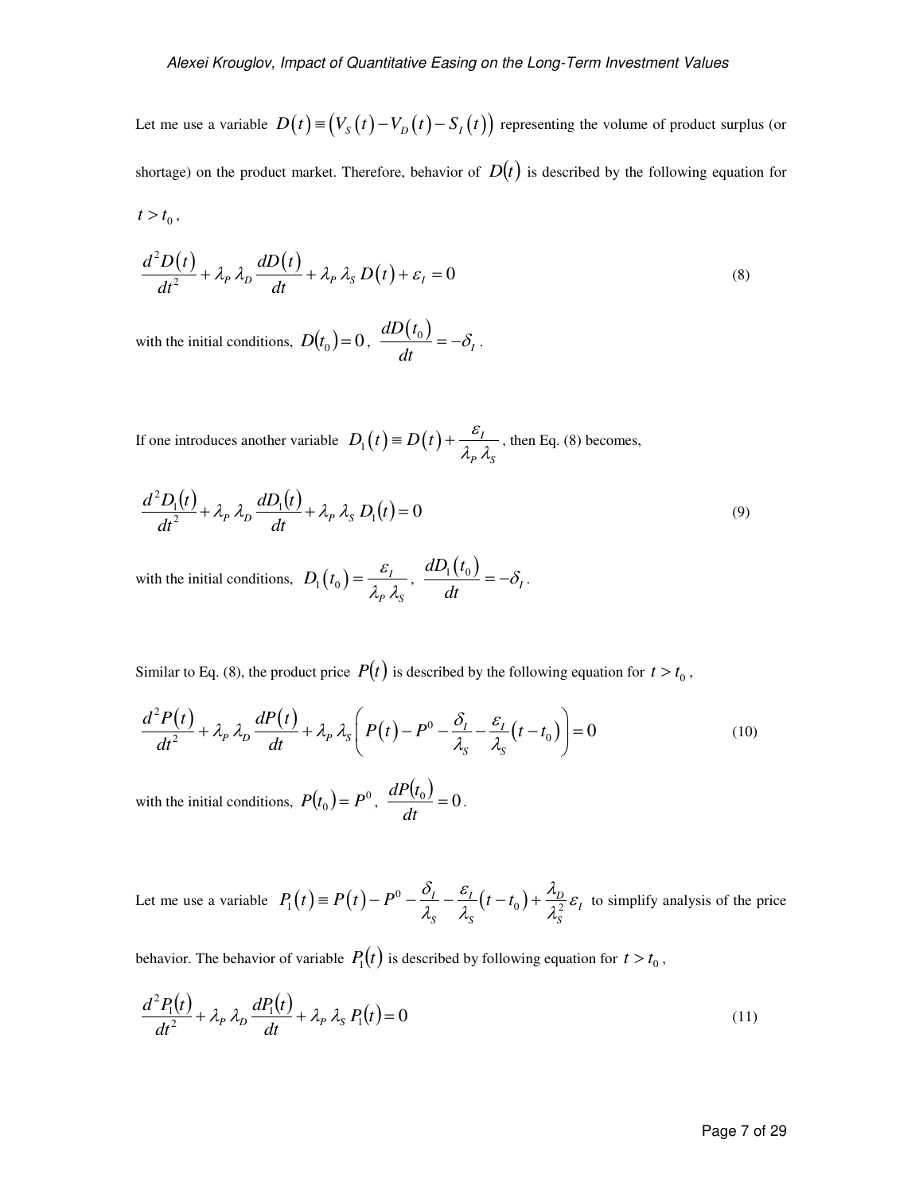Let me use a variable $D(t) \equiv \left(V_S(t) - V_D(t) - S_I(t)\right)$ representing the volume of product surplus (or shortage) on the product market. Therefore, behavior of $D(t)$ is described by the following equation for $t > t_0$,

$$\frac{d^2 D(t)}{dt^2} + \lambda_P \, \lambda_D \frac{dD(t)}{dt} + \lambda_P \, \lambda_S \, D(t) + \varepsilon_I = 0 \tag{8}$$

with the initial conditions, $D(t_0) = 0$, $\dfrac{dD(t_0)}{dt} = -\delta_I$.

If one introduces another variable $D_1(t) \equiv D(t) + \dfrac{\varepsilon_I}{\lambda_P \, \lambda_S}$, then Eq. (8) becomes,

$$\frac{d^2 D_1(t)}{dt^2} + \lambda_P \, \lambda_D \frac{dD_1(t)}{dt} + \lambda_P \, \lambda_S \, D_1(t) = 0 \tag{9}$$

with the initial conditions, $D_1(t_0) = \dfrac{\varepsilon_I}{\lambda_P \, \lambda_S}$, $\dfrac{dD_1(t_0)}{dt} = -\delta_I$.

Similar to Eq. (8), the product price $P(t)$ is described by the following equation for $t > t_0$,

$$\frac{d^2 P(t)}{dt^2} + \lambda_P \, \lambda_D \frac{dP(t)}{dt} + \lambda_P \, \lambda_S \left( P(t) - P^0 - \frac{\delta_I}{\lambda_S} - \frac{\varepsilon_I}{\lambda_S}(t - t_0) \right) = 0 \tag{10}$$

with the initial conditions, $P(t_0) = P^0$, $\dfrac{dP(t_0)}{dt} = 0$.

Let me use a variable $P_1(t) \equiv P(t) - P^0 - \dfrac{\delta_I}{\lambda_S} - \dfrac{\varepsilon_I}{\lambda_S}(t - t_0) + \dfrac{\lambda_D}{\lambda_S^2}\varepsilon_I$ to simplify analysis of the price behavior. The behavior of variable $P_1(t)$ is described by following equation for $t > t_0$,

$$\frac{d^2 P_1(t)}{dt^2} + \lambda_P \, \lambda_D \frac{dP_1(t)}{dt} + \lambda_P \, \lambda_S \, P_1(t) = 0 \tag{11}$$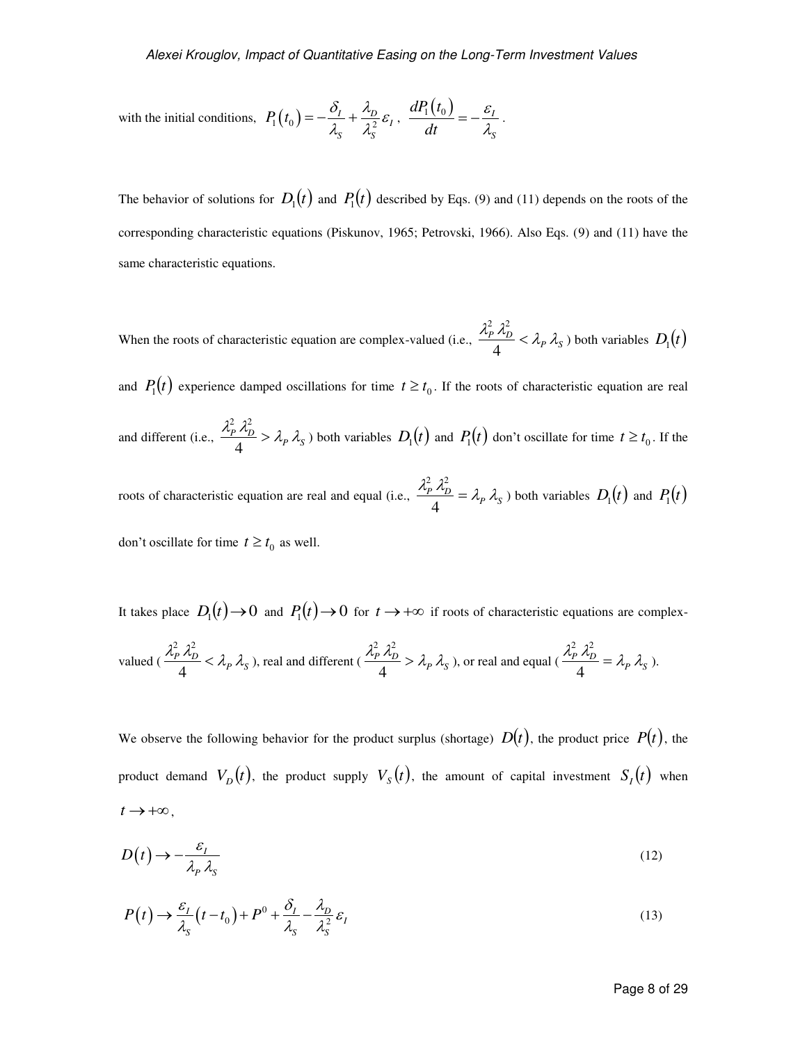with the initial conditions, $P_1(t_0) = -\dfrac{\delta_I}{\lambda_S} + \dfrac{\lambda_D}{\lambda_S^2}\varepsilon_I$, $\dfrac{dP_1(t_0)}{dt} = -\dfrac{\varepsilon_I}{\lambda_S}$.

The behavior of solutions for $D_1(t)$ and $P_1(t)$ described by Eqs. (9) and (11) depends on the roots of the corresponding characteristic equations (Piskunov, 1965; Petrovski, 1966). Also Eqs. (9) and (11) have the same characteristic equations.

When the roots of characteristic equation are complex-valued (i.e., $\dfrac{\lambda_P^2\,\lambda_D^2}{4} < \lambda_P\,\lambda_S$) both variables $D_1(t)$ and $P_1(t)$ experience damped oscillations for time $t \geq t_0$. If the roots of characteristic equation are real and different (i.e., $\dfrac{\lambda_P^2\,\lambda_D^2}{4} > \lambda_P\,\lambda_S$) both variables $D_1(t)$ and $P_1(t)$ don't oscillate for time $t \geq t_0$. If the roots of characteristic equation are real and equal (i.e., $\dfrac{\lambda_P^2\,\lambda_D^2}{4} = \lambda_P\,\lambda_S$) both variables $D_1(t)$ and $P_1(t)$ don't oscillate for time $t \geq t_0$ as well.

It takes place $D_1(t) \to 0$ and $P_1(t) \to 0$ for $t \to +\infty$ if roots of characteristic equations are complex-valued ($\dfrac{\lambda_P^2\,\lambda_D^2}{4} < \lambda_P\,\lambda_S$), real and different ($\dfrac{\lambda_P^2\,\lambda_D^2}{4} > \lambda_P\,\lambda_S$), or real and equal ($\dfrac{\lambda_P^2\,\lambda_D^2}{4} = \lambda_P\,\lambda_S$).

We observe the following behavior for the product surplus (shortage) $D(t)$, the product price $P(t)$, the product demand $V_D(t)$, the product supply $V_S(t)$, the amount of capital investment $S_I(t)$ when $t \to +\infty$,

$$D(t) \to -\frac{\varepsilon_I}{\lambda_P\,\lambda_S} \tag{12}$$

$$P(t) \to \frac{\varepsilon_I}{\lambda_S}(t - t_0) + P^0 + \frac{\delta_I}{\lambda_S} - \frac{\lambda_D}{\lambda_S^2}\varepsilon_I \tag{13}$$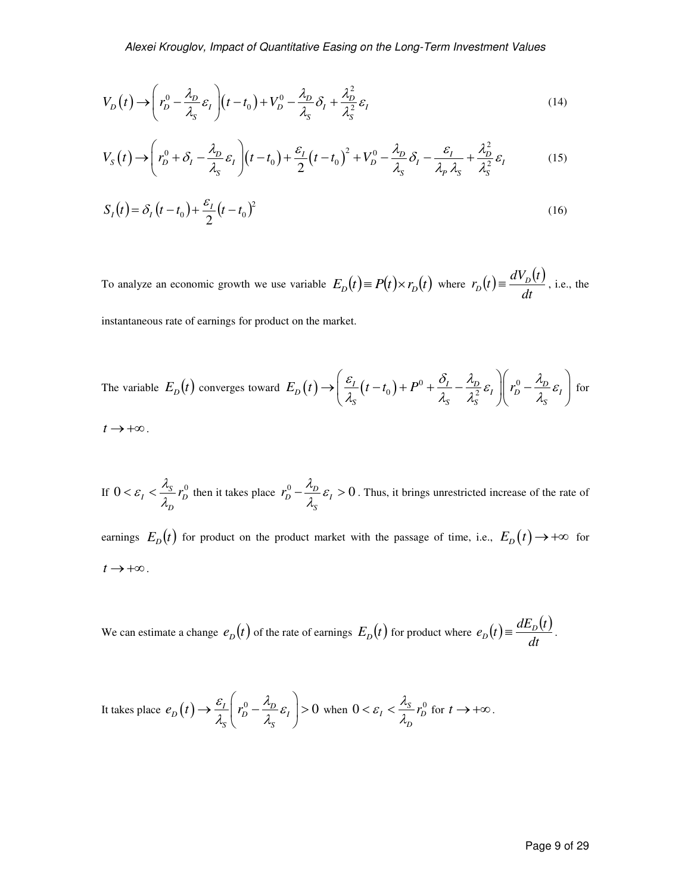$$V_D(t) \to \left( r_D^0 - \frac{\lambda_D}{\lambda_S} \varepsilon_I \right)(t - t_0) + V_D^0 - \frac{\lambda_D}{\lambda_S} \delta_I + \frac{\lambda_D^2}{\lambda_S^2} \varepsilon_I \tag{14}$$

$$V_S(t) \to \left( r_D^0 + \delta_I - \frac{\lambda_D}{\lambda_S} \varepsilon_I \right)(t - t_0) + \frac{\varepsilon_I}{2}(t - t_0)^2 + V_D^0 - \frac{\lambda_D}{\lambda_S} \delta_I - \frac{\varepsilon_I}{\lambda_P \lambda_S} + \frac{\lambda_D^2}{\lambda_S^2} \varepsilon_I \tag{15}$$

$$S_I(t) = \delta_I (t - t_0) + \frac{\varepsilon_I}{2}(t - t_0)^2 \tag{16}$$

To analyze an economic growth we use variable $E_D(t) \equiv P(t) \times r_D(t)$ where $r_D(t) \equiv \dfrac{dV_D(t)}{dt}$, i.e., the instantaneous rate of earnings for product on the market.

The variable $E_D(t)$ converges toward $E_D(t) \to \left( \dfrac{\varepsilon_I}{\lambda_S}(t - t_0) + P^0 + \dfrac{\delta_I}{\lambda_S} - \dfrac{\lambda_D}{\lambda_S^2} \varepsilon_I \right)\left( r_D^0 - \dfrac{\lambda_D}{\lambda_S} \varepsilon_I \right)$ for $t \to +\infty$.

If $0 < \varepsilon_I < \dfrac{\lambda_S}{\lambda_D} r_D^0$ then it takes place $r_D^0 - \dfrac{\lambda_D}{\lambda_S} \varepsilon_I > 0$. Thus, it brings unrestricted increase of the rate of earnings $E_D(t)$ for product on the product market with the passage of time, i.e., $E_D(t) \to +\infty$ for $t \to +\infty$.

We can estimate a change $e_D(t)$ of the rate of earnings $E_D(t)$ for product where $e_D(t) \equiv \dfrac{dE_D(t)}{dt}$.

It takes place $e_D(t) \to \dfrac{\varepsilon_I}{\lambda_S}\left( r_D^0 - \dfrac{\lambda_D}{\lambda_S} \varepsilon_I \right) > 0$ when $0 < \varepsilon_I < \dfrac{\lambda_S}{\lambda_D} r_D^0$ for $t \to +\infty$.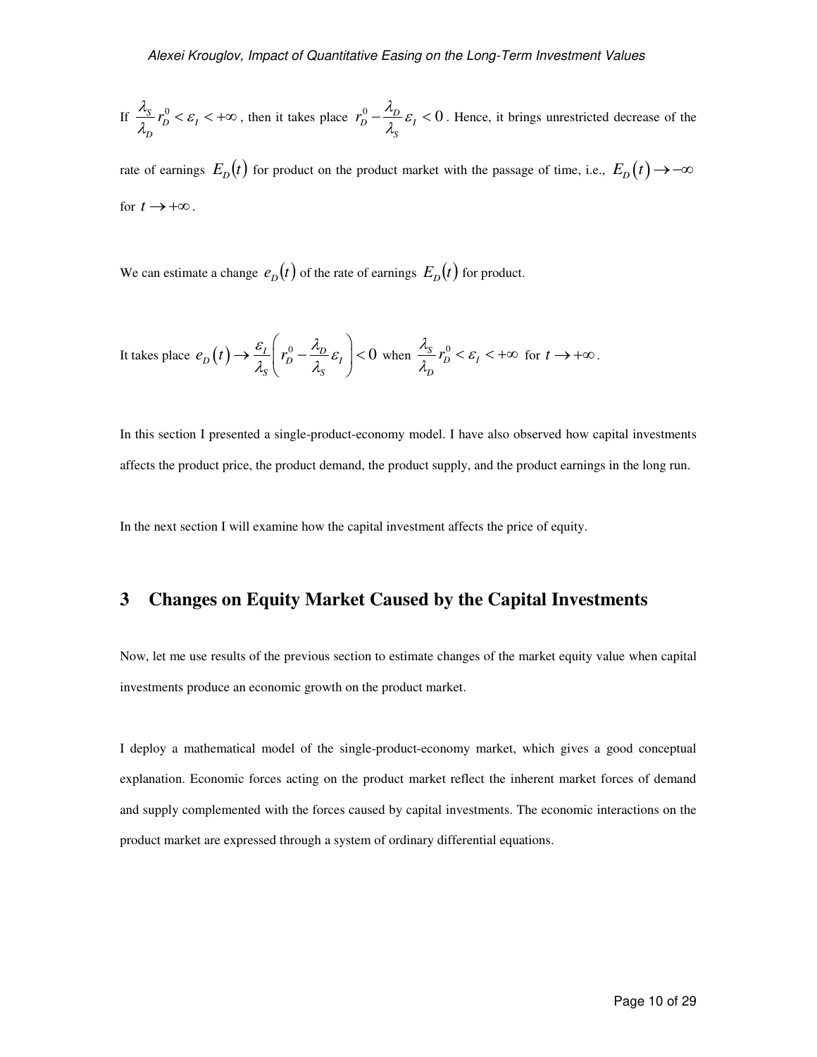If $\frac{\lambda_S}{\lambda_D} r_D^0 < \varepsilon_I < +\infty$, then it takes place $r_D^0 - \frac{\lambda_D}{\lambda_S} \varepsilon_I < 0$. Hence, it brings unrestricted decrease of the rate of earnings $E_D(t)$ for product on the product market with the passage of time, i.e., $E_D(t) \to -\infty$ for $t \to +\infty$.

We can estimate a change $e_D(t)$ of the rate of earnings $E_D(t)$ for product.

It takes place $e_D(t) \to \frac{\varepsilon_I}{\lambda_S}\left( r_D^0 - \frac{\lambda_D}{\lambda_S} \varepsilon_I \right) < 0$ when $\frac{\lambda_S}{\lambda_D} r_D^0 < \varepsilon_I < +\infty$ for $t \to +\infty$.

In this section I presented a single-product-economy model. I have also observed how capital investments affects the product price, the product demand, the product supply, and the product earnings in the long run.

In the next section I will examine how the capital investment affects the price of equity.

## 3 Changes on Equity Market Caused by the Capital Investments

Now, let me use results of the previous section to estimate changes of the market equity value when capital investments produce an economic growth on the product market.

I deploy a mathematical model of the single-product-economy market, which gives a good conceptual explanation. Economic forces acting on the product market reflect the inherent market forces of demand and supply complemented with the forces caused by capital investments. The economic interactions on the product market are expressed through a system of ordinary differential equations.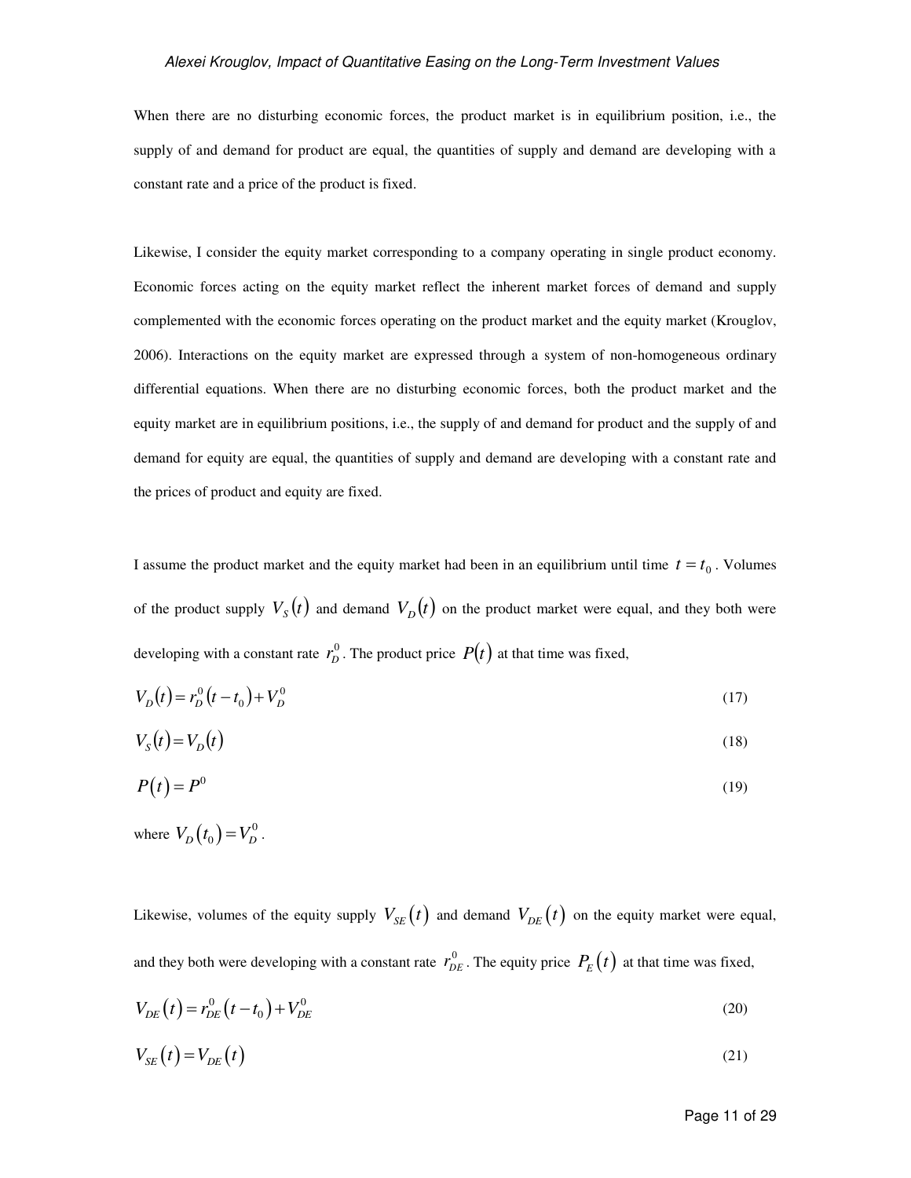When there are no disturbing economic forces, the product market is in equilibrium position, i.e., the supply of and demand for product are equal, the quantities of supply and demand are developing with a constant rate and a price of the product is fixed.

Likewise, I consider the equity market corresponding to a company operating in single product economy. Economic forces acting on the equity market reflect the inherent market forces of demand and supply complemented with the economic forces operating on the product market and the equity market (Krouglov, 2006). Interactions on the equity market are expressed through a system of non-homogeneous ordinary differential equations. When there are no disturbing economic forces, both the product market and the equity market are in equilibrium positions, i.e., the supply of and demand for product and the supply of and demand for equity are equal, the quantities of supply and demand are developing with a constant rate and the prices of product and equity are fixed.

I assume the product market and the equity market had been in an equilibrium until time $t = t_0$. Volumes of the product supply $V_S(t)$ and demand $V_D(t)$ on the product market were equal, and they both were developing with a constant rate $r_D^0$. The product price $P(t)$ at that time was fixed,

$$V_D(t) = r_D^0 (t - t_0) + V_D^0 \tag{17}$$

$$V_S(t) = V_D(t) \tag{18}$$

$$P(t) = P^0 \tag{19}$$

where $V_D(t_0) = V_D^0$.

Likewise, volumes of the equity supply $V_{SE}(t)$ and demand $V_{DE}(t)$ on the equity market were equal, and they both were developing with a constant rate $r_{DE}^0$. The equity price $P_E(t)$ at that time was fixed,

$$V_{DE}(t) = r_{DE}^0 (t - t_0) + V_{DE}^0 \tag{20}$$

$$V_{SE}(t) = V_{DE}(t) \tag{21}$$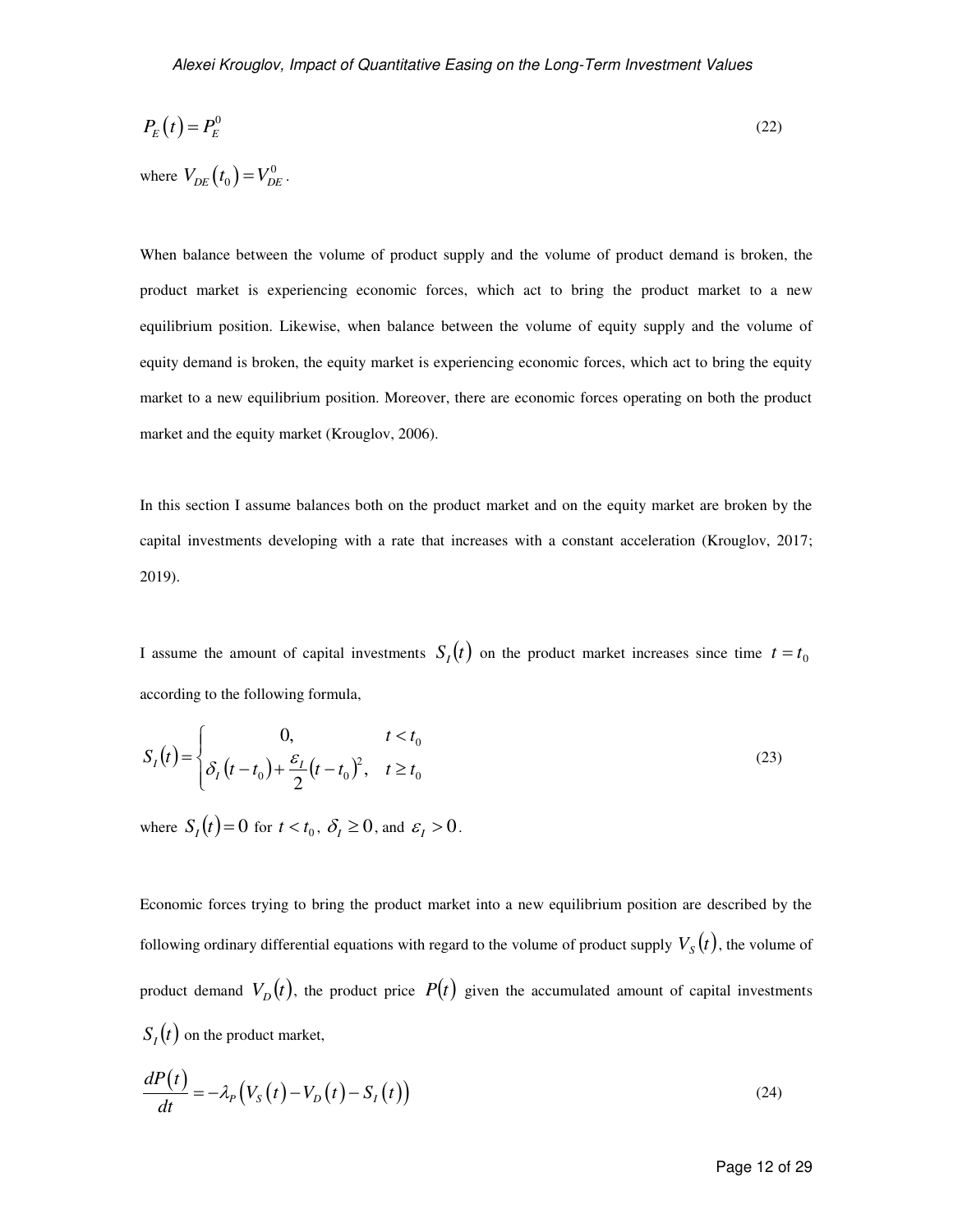$$P_E(t) = P_E^0 \tag{22}$$

where $V_{DE}(t_0) = V_{DE}^0$.

When balance between the volume of product supply and the volume of product demand is broken, the product market is experiencing economic forces, which act to bring the product market to a new equilibrium position. Likewise, when balance between the volume of equity supply and the volume of equity demand is broken, the equity market is experiencing economic forces, which act to bring the equity market to a new equilibrium position. Moreover, there are economic forces operating on both the product market and the equity market (Krouglov, 2006).

In this section I assume balances both on the product market and on the equity market are broken by the capital investments developing with a rate that increases with a constant acceleration (Krouglov, 2017; 2019).

I assume the amount of capital investments $S_I(t)$ on the product market increases since time $t = t_0$ according to the following formula,

$$S_I(t) = \begin{cases} 0, & t < t_0 \\ \delta_I (t - t_0) + \dfrac{\varepsilon_I}{2}(t - t_0)^2, & t \geq t_0 \end{cases} \tag{23}$$

where $S_I(t) = 0$ for $t < t_0$, $\delta_I \geq 0$, and $\varepsilon_I > 0$.

Economic forces trying to bring the product market into a new equilibrium position are described by the following ordinary differential equations with regard to the volume of product supply $V_S(t)$, the volume of product demand $V_D(t)$, the product price $P(t)$ given the accumulated amount of capital investments $S_I(t)$ on the product market,

$$\frac{dP(t)}{dt} = -\lambda_P \left( V_S(t) - V_D(t) - S_I(t) \right) \tag{24}$$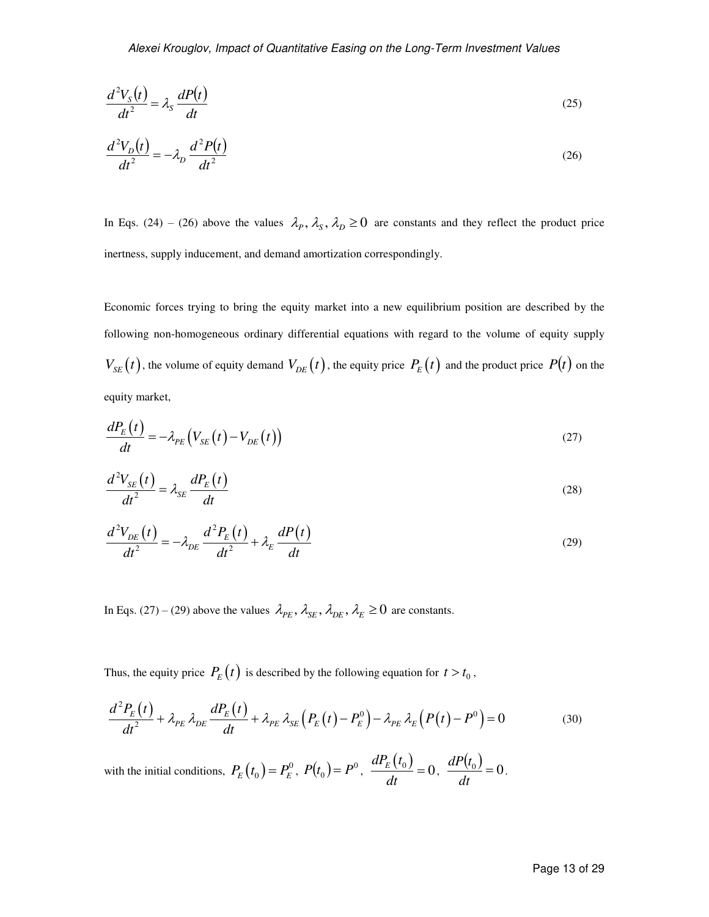$$\frac{d^2V_S(t)}{dt^2} = \lambda_S \frac{dP(t)}{dt} \tag{25}$$

$$\frac{d^2V_D(t)}{dt^2} = -\lambda_D \frac{d^2P(t)}{dt^2} \tag{26}$$

In Eqs. (24) – (26) above the values $\lambda_P, \lambda_S, \lambda_D \geq 0$ are constants and they reflect the product price inertness, supply inducement, and demand amortization correspondingly.

Economic forces trying to bring the equity market into a new equilibrium position are described by the following non-homogeneous ordinary differential equations with regard to the volume of equity supply $V_{SE}(t)$, the volume of equity demand $V_{DE}(t)$, the equity price $P_E(t)$ and the product price $P(t)$ on the equity market,

$$\frac{dP_E(t)}{dt} = -\lambda_{PE}\left(V_{SE}(t) - V_{DE}(t)\right) \tag{27}$$

$$\frac{d^2V_{SE}(t)}{dt^2} = \lambda_{SE} \frac{dP_E(t)}{dt} \tag{28}$$

$$\frac{d^2V_{DE}(t)}{dt^2} = -\lambda_{DE} \frac{d^2P_E(t)}{dt^2} + \lambda_E \frac{dP(t)}{dt} \tag{29}$$

In Eqs. (27) – (29) above the values $\lambda_{PE}, \lambda_{SE}, \lambda_{DE}, \lambda_E \geq 0$ are constants.

Thus, the equity price $P_E(t)$ is described by the following equation for $t > t_0$,

$$\frac{d^2P_E(t)}{dt^2} + \lambda_{PE}\,\lambda_{DE}\frac{dP_E(t)}{dt} + \lambda_{PE}\,\lambda_{SE}\left(P_E(t) - P_E^0\right) - \lambda_{PE}\,\lambda_E\left(P(t) - P^0\right) = 0 \tag{30}$$

with the initial conditions, $P_E(t_0) = P_E^0$, $P(t_0) = P^0$, $\dfrac{dP_E(t_0)}{dt} = 0$, $\dfrac{dP(t_0)}{dt} = 0$.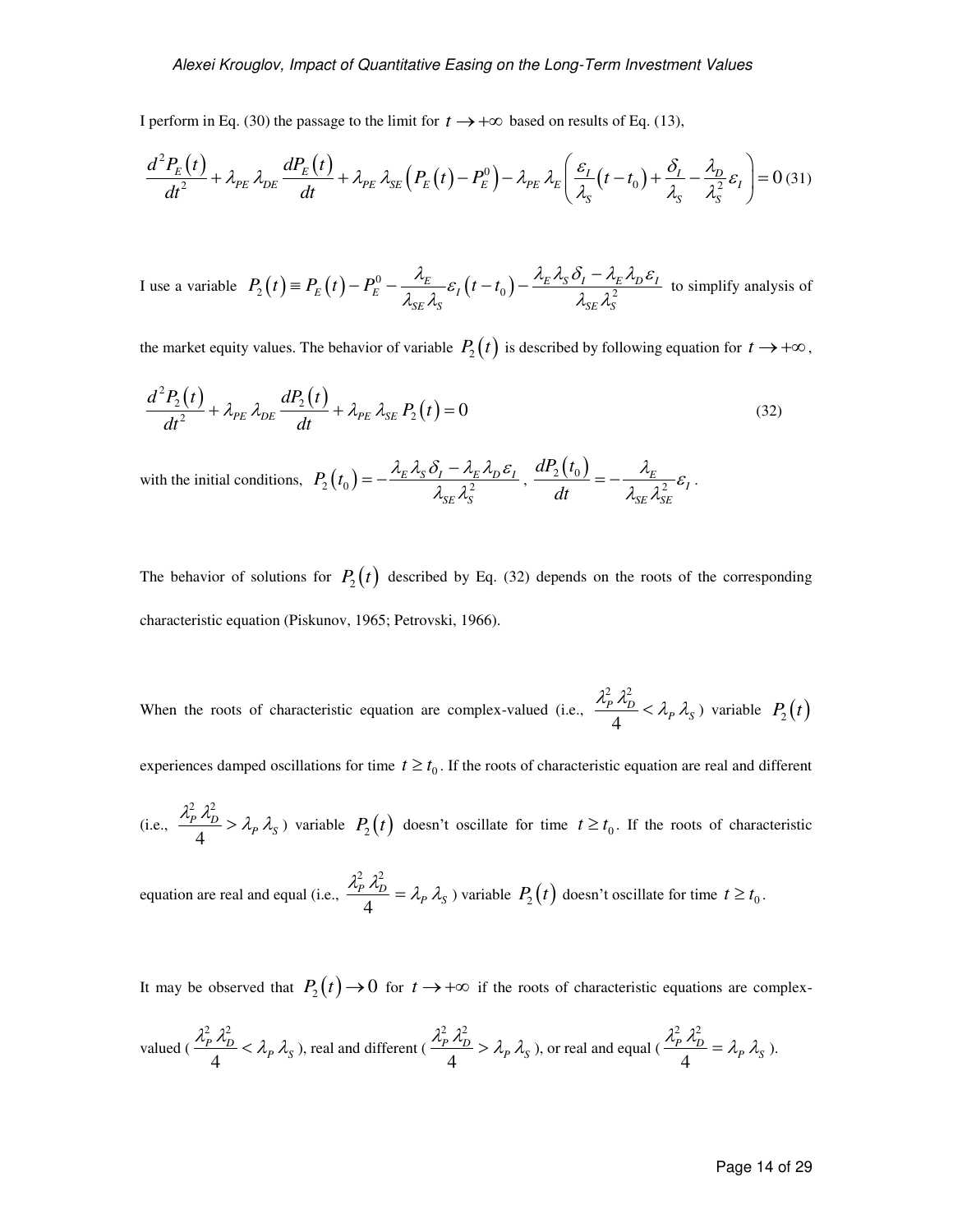I perform in Eq. (30) the passage to the limit for $t \rightarrow +\infty$ based on results of Eq. (13),

$$\frac{d^2 P_E(t)}{dt^2} + \lambda_{PE}\,\lambda_{DE}\,\frac{dP_E(t)}{dt} + \lambda_{PE}\,\lambda_{SE}\left(P_E(t) - P_E^0\right) - \lambda_{PE}\,\lambda_E\left(\frac{\varepsilon_I}{\lambda_S}(t-t_0) + \frac{\delta_I}{\lambda_S} - \frac{\lambda_D}{\lambda_S^2}\varepsilon_I\right) = 0 \quad (31)$$

I use a variable $P_2(t) \equiv P_E(t) - P_E^0 - \frac{\lambda_E}{\lambda_{SE}\,\lambda_S}\varepsilon_I(t-t_0) - \frac{\lambda_E\,\lambda_S\,\delta_I - \lambda_E\,\lambda_D\,\varepsilon_I}{\lambda_{SE}\,\lambda_S^2}$ to simplify analysis of the market equity values. The behavior of variable $P_2(t)$ is described by following equation for $t \rightarrow +\infty$,

$$\frac{d^2 P_2(t)}{dt^2} + \lambda_{PE}\,\lambda_{DE}\,\frac{dP_2(t)}{dt} + \lambda_{PE}\,\lambda_{SE}\,P_2(t) = 0 \quad (32)$$

with the initial conditions, $P_2(t_0) = -\frac{\lambda_E\,\lambda_S\,\delta_I - \lambda_E\,\lambda_D\,\varepsilon_I}{\lambda_{SE}\,\lambda_S^2}$, $\frac{dP_2(t_0)}{dt} = -\frac{\lambda_E}{\lambda_{SE}\,\lambda_{SE}^2}\varepsilon_I$.

The behavior of solutions for $P_2(t)$ described by Eq. (32) depends on the roots of the corresponding characteristic equation (Piskunov, 1965; Petrovski, 1966).

When the roots of characteristic equation are complex-valued (i.e., $\frac{\lambda_P^2\,\lambda_D^2}{4} < \lambda_P\,\lambda_S$) variable $P_2(t)$ experiences damped oscillations for time $t \geq t_0$. If the roots of characteristic equation are real and different (i.e., $\frac{\lambda_P^2\,\lambda_D^2}{4} > \lambda_P\,\lambda_S$) variable $P_2(t)$ doesn't oscillate for time $t \geq t_0$. If the roots of characteristic equation are real and equal (i.e., $\frac{\lambda_P^2\,\lambda_D^2}{4} = \lambda_P\,\lambda_S$) variable $P_2(t)$ doesn't oscillate for time $t \geq t_0$.

It may be observed that $P_2(t) \rightarrow 0$ for $t \rightarrow +\infty$ if the roots of characteristic equations are complex-valued ($\frac{\lambda_P^2\,\lambda_D^2}{4} < \lambda_P\,\lambda_S$), real and different ($\frac{\lambda_P^2\,\lambda_D^2}{4} > \lambda_P\,\lambda_S$), or real and equal ($\frac{\lambda_P^2\,\lambda_D^2}{4} = \lambda_P\,\lambda_S$).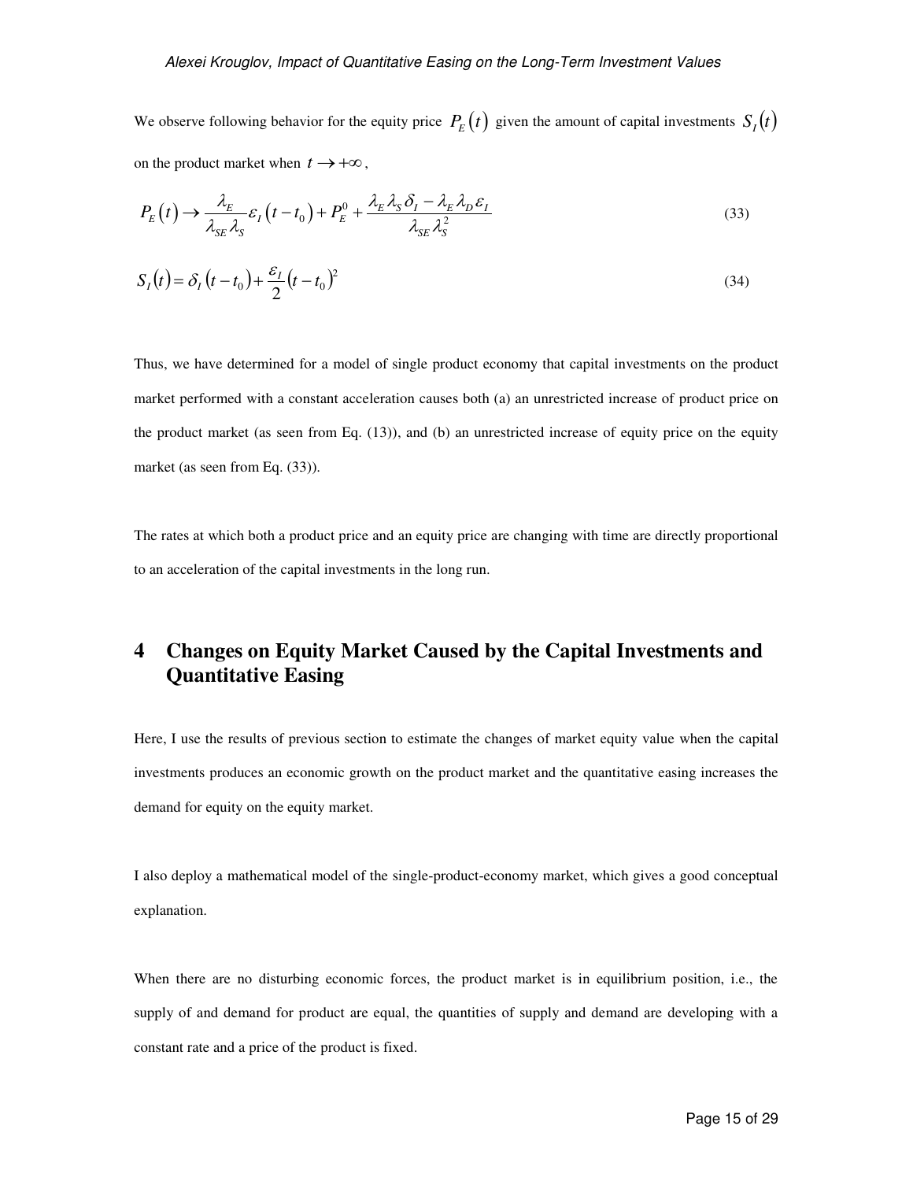We observe following behavior for the equity price $P_E(t)$ given the amount of capital investments $S_I(t)$ on the product market when $t \to +\infty$,

$$P_E(t) \to \frac{\lambda_E}{\lambda_{SE}\lambda_S}\varepsilon_I(t-t_0) + P_E^0 + \frac{\lambda_E\lambda_S\delta_I - \lambda_E\lambda_D\varepsilon_I}{\lambda_{SE}\lambda_S^2} \tag{33}$$

$$S_I(t) = \delta_I(t-t_0) + \frac{\varepsilon_I}{2}(t-t_0)^2 \tag{34}$$

Thus, we have determined for a model of single product economy that capital investments on the product market performed with a constant acceleration causes both (a) an unrestricted increase of product price on the product market (as seen from Eq. (13)), and (b) an unrestricted increase of equity price on the equity market (as seen from Eq. (33)).

The rates at which both a product price and an equity price are changing with time are directly proportional to an acceleration of the capital investments in the long run.

## 4 Changes on Equity Market Caused by the Capital Investments and Quantitative Easing

Here, I use the results of previous section to estimate the changes of market equity value when the capital investments produces an economic growth on the product market and the quantitative easing increases the demand for equity on the equity market.

I also deploy a mathematical model of the single-product-economy market, which gives a good conceptual explanation.

When there are no disturbing economic forces, the product market is in equilibrium position, i.e., the supply of and demand for product are equal, the quantities of supply and demand are developing with a constant rate and a price of the product is fixed.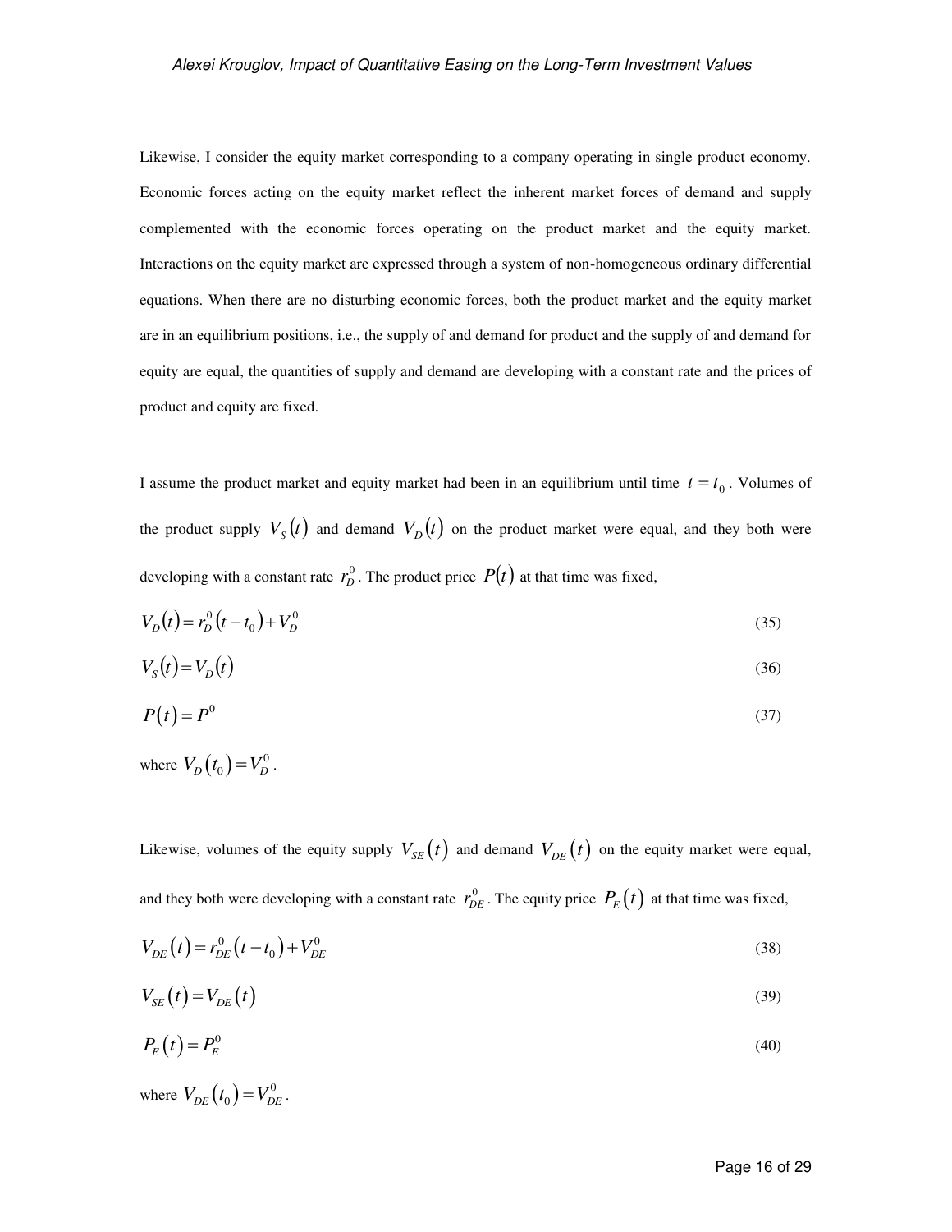Likewise, I consider the equity market corresponding to a company operating in single product economy. Economic forces acting on the equity market reflect the inherent market forces of demand and supply complemented with the economic forces operating on the product market and the equity market. Interactions on the equity market are expressed through a system of non-homogeneous ordinary differential equations. When there are no disturbing economic forces, both the product market and the equity market are in an equilibrium positions, i.e., the supply of and demand for product and the supply of and demand for equity are equal, the quantities of supply and demand are developing with a constant rate and the prices of product and equity are fixed.

I assume the product market and equity market had been in an equilibrium until time $t = t_0$. Volumes of the product supply $V_S(t)$ and demand $V_D(t)$ on the product market were equal, and they both were developing with a constant rate $r_D^0$. The product price $P(t)$ at that time was fixed,

$$V_D(t) = r_D^0 (t - t_0) + V_D^0 \tag{35}$$

$$V_S(t) = V_D(t) \tag{36}$$

$$P(t) = P^0 \tag{37}$$

where $V_D(t_0) = V_D^0$.

Likewise, volumes of the equity supply $V_{SE}(t)$ and demand $V_{DE}(t)$ on the equity market were equal, and they both were developing with a constant rate $r_{DE}^0$. The equity price $P_E(t)$ at that time was fixed,

$$V_{DE}(t) = r_{DE}^0 (t - t_0) + V_{DE}^0 \tag{38}$$

$$V_{SE}(t) = V_{DE}(t) \tag{39}$$

$$P_E(t) = P_E^0 \tag{40}$$

where $V_{DE}(t_0) = V_{DE}^0$.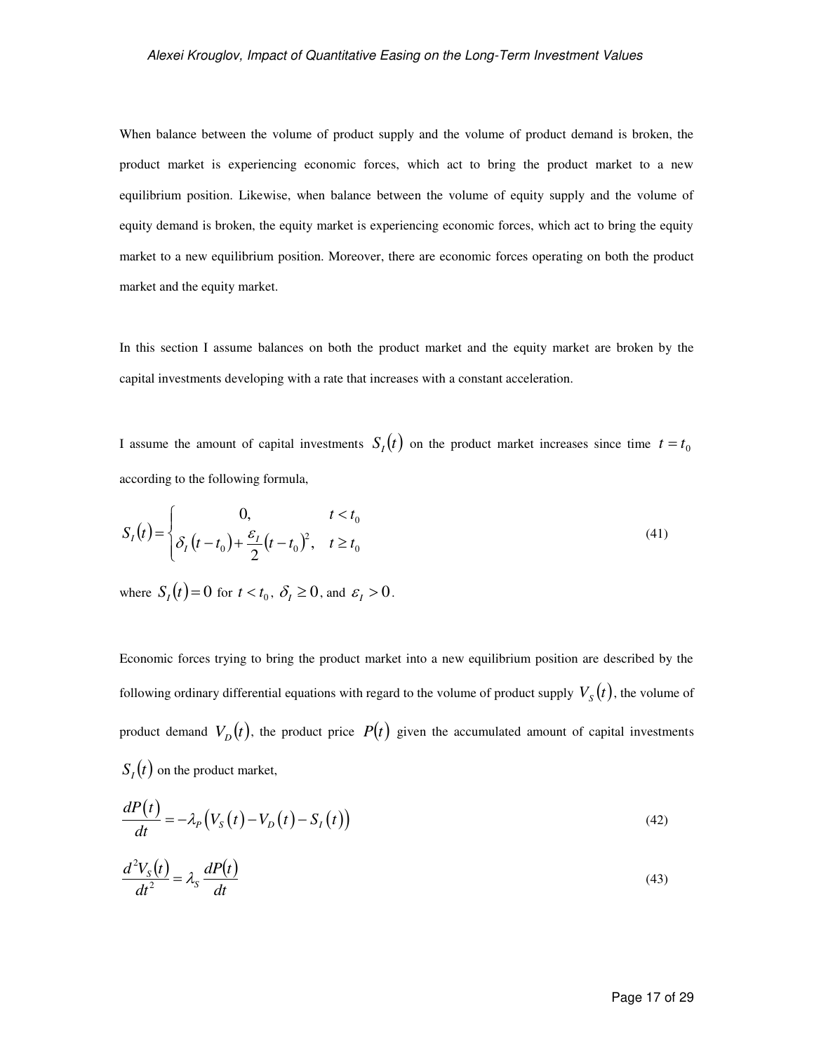When balance between the volume of product supply and the volume of product demand is broken, the product market is experiencing economic forces, which act to bring the product market to a new equilibrium position. Likewise, when balance between the volume of equity supply and the volume of equity demand is broken, the equity market is experiencing economic forces, which act to bring the equity market to a new equilibrium position. Moreover, there are economic forces operating on both the product market and the equity market.

In this section I assume balances on both the product market and the equity market are broken by the capital investments developing with a rate that increases with a constant acceleration.

I assume the amount of capital investments $S_I(t)$ on the product market increases since time $t = t_0$ according to the following formula,

$$
S_I(t) = \begin{cases} 0, & t < t_0 \\ \delta_I (t - t_0) + \dfrac{\varepsilon_I}{2}(t - t_0)^2, & t \geq t_0 \end{cases} \tag{41}
$$

where $S_I(t) = 0$ for $t < t_0$, $\delta_I \geq 0$, and $\varepsilon_I > 0$.

Economic forces trying to bring the product market into a new equilibrium position are described by the following ordinary differential equations with regard to the volume of product supply $V_S(t)$, the volume of product demand $V_D(t)$, the product price $P(t)$ given the accumulated amount of capital investments $S_I(t)$ on the product market,

$$
\frac{dP(t)}{dt} = -\lambda_P \left( V_S(t) - V_D(t) - S_I(t) \right) \tag{42}
$$

$$
\frac{d^2 V_S(t)}{dt^2} = \lambda_S \frac{dP(t)}{dt} \tag{43}
$$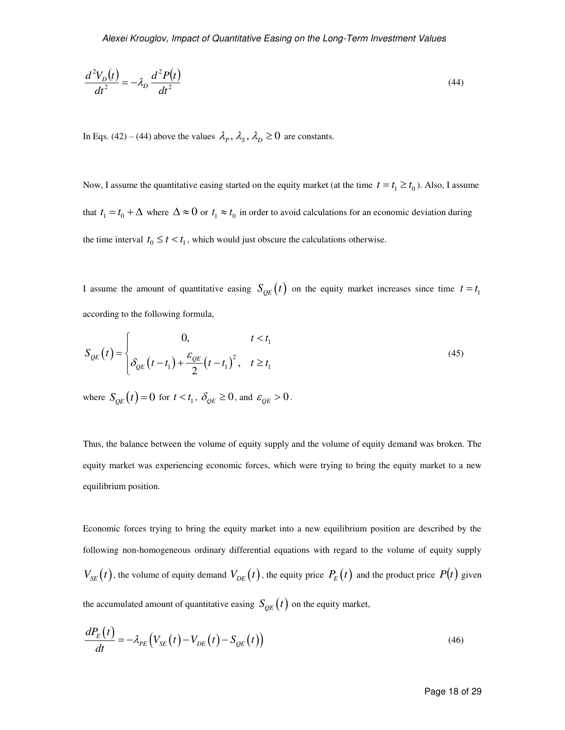$$\frac{d^2V_D(t)}{dt^2} = -\lambda_D \frac{d^2P(t)}{dt^2} \tag{44}$$

In Eqs. (42) – (44) above the values $\lambda_P, \lambda_S, \lambda_D \geq 0$ are constants.

Now, I assume the quantitative easing started on the equity market (at the time $t = t_1 \geq t_0$). Also, I assume that $t_1 = t_0 + \Delta$ where $\Delta \approx 0$ or $t_1 \approx t_0$ in order to avoid calculations for an economic deviation during the time interval $t_0 \leq t < t_1$, which would just obscure the calculations otherwise.

I assume the amount of quantitative easing $S_{QE}(t)$ on the equity market increases since time $t = t_1$ according to the following formula,

$$S_{QE}(t) = \begin{cases} 0, & t < t_1 \\ \delta_{QE}(t - t_1) + \dfrac{\varepsilon_{QE}}{2}(t - t_1)^2, & t \geq t_1 \end{cases} \tag{45}$$

where $S_{QE}(t) = 0$ for $t < t_1$, $\delta_{QE} \geq 0$, and $\varepsilon_{QE} > 0$.

Thus, the balance between the volume of equity supply and the volume of equity demand was broken. The equity market was experiencing economic forces, which were trying to bring the equity market to a new equilibrium position.

Economic forces trying to bring the equity market into a new equilibrium position are described by the following non-homogeneous ordinary differential equations with regard to the volume of equity supply $V_{SE}(t)$, the volume of equity demand $V_{DE}(t)$, the equity price $P_E(t)$ and the product price $P(t)$ given the accumulated amount of quantitative easing $S_{QE}(t)$ on the equity market,

$$\frac{dP_E(t)}{dt} = -\lambda_{PE}\left(V_{SE}(t) - V_{DE}(t) - S_{QE}(t)\right) \tag{46}$$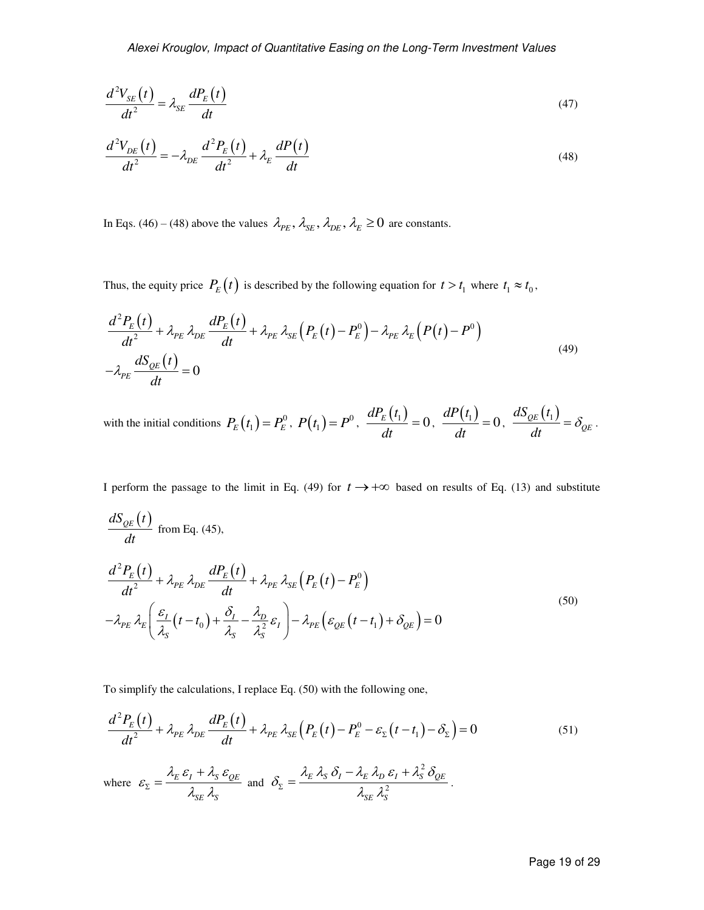$$\frac{d^2 V_{SE}\left(t\right)}{dt^2} = \lambda_{SE} \frac{dP_E\left(t\right)}{dt} \tag{47}$$

$$\frac{d^2 V_{DE}\left(t\right)}{dt^2} = -\lambda_{DE} \frac{d^2 P_E\left(t\right)}{dt^2} + \lambda_E \frac{dP\left(t\right)}{dt} \tag{48}$$

In Eqs. (46) – (48) above the values $\lambda_{PE}, \lambda_{SE}, \lambda_{DE}, \lambda_E \geq 0$ are constants.

Thus, the equity price $P_E\left(t\right)$ is described by the following equation for $t > t_1$ where $t_1 \approx t_0$,

$$\begin{aligned} &\frac{d^2 P_E\left(t\right)}{dt^2} + \lambda_{PE}\, \lambda_{DE} \frac{dP_E\left(t\right)}{dt} + \lambda_{PE}\, \lambda_{SE} \left(P_E\left(t\right) - P_E^0\right) - \lambda_{PE}\, \lambda_E \left(P\left(t\right) - P^0\right) \\ &-\lambda_{PE} \frac{dS_{QE}\left(t\right)}{dt} = 0 \end{aligned} \tag{49}$$

with the initial conditions $P_E\left(t_1\right) = P_E^0$, $P\left(t_1\right) = P^0$, $\dfrac{dP_E\left(t_1\right)}{dt} = 0$, $\dfrac{dP\left(t_1\right)}{dt} = 0$, $\dfrac{dS_{QE}\left(t_1\right)}{dt} = \delta_{QE}$.

I perform the passage to the limit in Eq. (49) for $t \to +\infty$ based on results of Eq. (13) and substitute $\dfrac{dS_{QE}\left(t\right)}{dt}$ from Eq. (45),

$$\begin{aligned} &\frac{d^2 P_E\left(t\right)}{dt^2} + \lambda_{PE}\, \lambda_{DE} \frac{dP_E\left(t\right)}{dt} + \lambda_{PE}\, \lambda_{SE} \left(P_E\left(t\right) - P_E^0\right) \\ &-\lambda_{PE}\, \lambda_E \left(\frac{\varepsilon_I}{\lambda_S}\left(t - t_0\right) + \frac{\delta_I}{\lambda_S} - \frac{\lambda_D}{\lambda_S^2}\varepsilon_I\right) - \lambda_{PE}\left(\varepsilon_{QE}\left(t - t_1\right) + \delta_{QE}\right) = 0 \end{aligned} \tag{50}$$

To simplify the calculations, I replace Eq. (50) with the following one,

$$\frac{d^2 P_E\left(t\right)}{dt^2} + \lambda_{PE}\, \lambda_{DE} \frac{dP_E\left(t\right)}{dt} + \lambda_{PE}\, \lambda_{SE} \left(P_E\left(t\right) - P_E^0 - \varepsilon_\Sigma\left(t - t_1\right) - \delta_\Sigma\right) = 0 \tag{51}$$

where $\varepsilon_\Sigma = \dfrac{\lambda_E\, \varepsilon_I + \lambda_S\, \varepsilon_{QE}}{\lambda_{SE}\, \lambda_S}$ and $\delta_\Sigma = \dfrac{\lambda_E\, \lambda_S\, \delta_I - \lambda_E\, \lambda_D\, \varepsilon_I + \lambda_S^2\, \delta_{QE}}{\lambda_{SE}\, \lambda_S^2}$.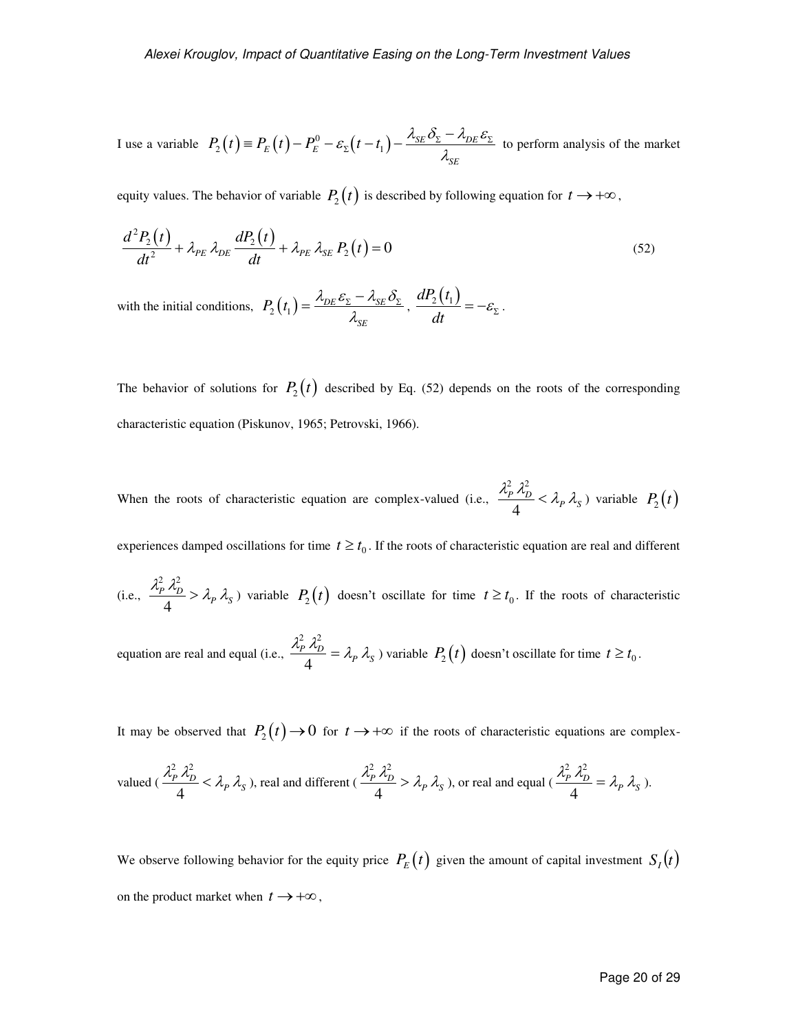I use a variable $P_2(t) \equiv P_E(t) - P_E^0 - \varepsilon_\Sigma (t - t_1) - \dfrac{\lambda_{SE}\,\delta_\Sigma - \lambda_{DE}\,\varepsilon_\Sigma}{\lambda_{SE}}$ to perform analysis of the market equity values. The behavior of variable $P_2(t)$ is described by following equation for $t \to +\infty$,

$$\frac{d^2 P_2(t)}{dt^2} + \lambda_{PE}\,\lambda_{DE}\,\frac{dP_2(t)}{dt} + \lambda_{PE}\,\lambda_{SE}\,P_2(t) = 0 \tag{52}$$

with the initial conditions, $P_2(t_1) = \dfrac{\lambda_{DE}\,\varepsilon_\Sigma - \lambda_{SE}\,\delta_\Sigma}{\lambda_{SE}}$, $\dfrac{dP_2(t_1)}{dt} = -\varepsilon_\Sigma$.

The behavior of solutions for $P_2(t)$ described by Eq. (52) depends on the roots of the corresponding characteristic equation (Piskunov, 1965; Petrovski, 1966).

When the roots of characteristic equation are complex-valued (i.e., $\dfrac{\lambda_P^2\,\lambda_D^2}{4} < \lambda_P\,\lambda_S$) variable $P_2(t)$ experiences damped oscillations for time $t \ge t_0$. If the roots of characteristic equation are real and different (i.e., $\dfrac{\lambda_P^2\,\lambda_D^2}{4} > \lambda_P\,\lambda_S$) variable $P_2(t)$ doesn't oscillate for time $t \ge t_0$. If the roots of characteristic equation are real and equal (i.e., $\dfrac{\lambda_P^2\,\lambda_D^2}{4} = \lambda_P\,\lambda_S$) variable $P_2(t)$ doesn't oscillate for time $t \ge t_0$.

It may be observed that $P_2(t) \to 0$ for $t \to +\infty$ if the roots of characteristic equations are complex-valued ($\dfrac{\lambda_P^2\,\lambda_D^2}{4} < \lambda_P\,\lambda_S$), real and different ($\dfrac{\lambda_P^2\,\lambda_D^2}{4} > \lambda_P\,\lambda_S$), or real and equal ($\dfrac{\lambda_P^2\,\lambda_D^2}{4} = \lambda_P\,\lambda_S$).

We observe following behavior for the equity price $P_E(t)$ given the amount of capital investment $S_I(t)$ on the product market when $t \to +\infty$,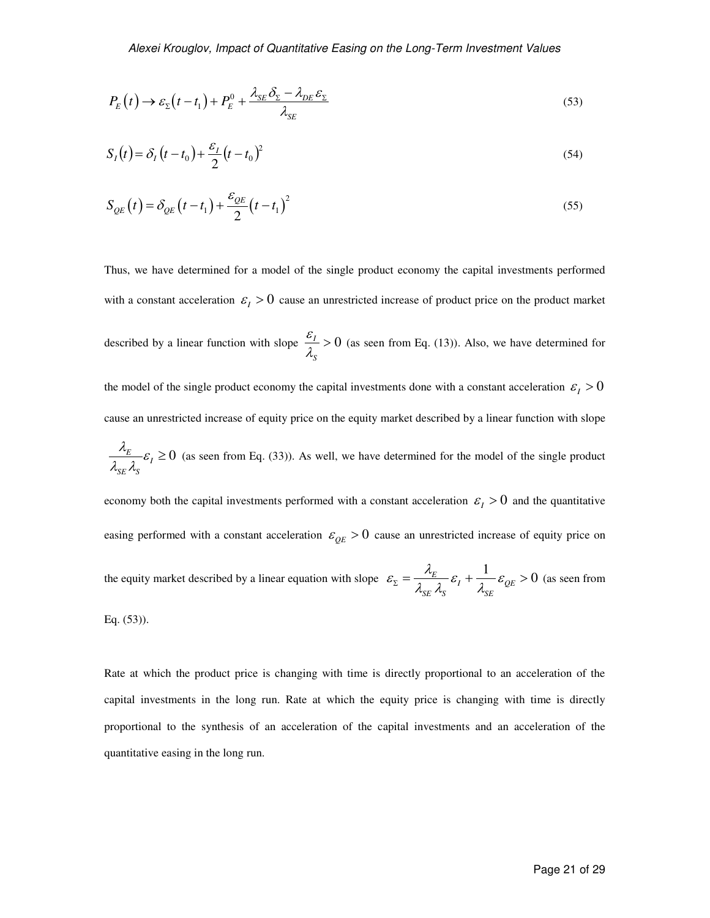$$P_E(t) \to \varepsilon_\Sigma (t - t_1) + P_E^0 + \frac{\lambda_{SE}\,\delta_\Sigma - \lambda_{DE}\,\varepsilon_\Sigma}{\lambda_{SE}} \tag{53}$$

$$S_I(t) = \delta_I (t - t_0) + \frac{\varepsilon_I}{2}(t - t_0)^2 \tag{54}$$

$$S_{QE}(t) = \delta_{QE}(t - t_1) + \frac{\varepsilon_{QE}}{2}(t - t_1)^2 \tag{55}$$

Thus, we have determined for a model of the single product economy the capital investments performed with a constant acceleration $\varepsilon_I > 0$ cause an unrestricted increase of product price on the product market described by a linear function with slope $\frac{\varepsilon_I}{\lambda_S} > 0$ (as seen from Eq. (13)). Also, we have determined for the model of the single product economy the capital investments done with a constant acceleration $\varepsilon_I > 0$ cause an unrestricted increase of equity price on the equity market described by a linear function with slope $\frac{\lambda_E}{\lambda_{SE}\,\lambda_S}\varepsilon_I \geq 0$ (as seen from Eq. (33)). As well, we have determined for the model of the single product economy both the capital investments performed with a constant acceleration $\varepsilon_I > 0$ and the quantitative easing performed with a constant acceleration $\varepsilon_{QE} > 0$ cause an unrestricted increase of equity price on the equity market described by a linear equation with slope $\varepsilon_\Sigma = \frac{\lambda_E}{\lambda_{SE}\,\lambda_S}\varepsilon_I + \frac{1}{\lambda_{SE}}\varepsilon_{QE} > 0$ (as seen from Eq. (53)).

Rate at which the product price is changing with time is directly proportional to an acceleration of the capital investments in the long run. Rate at which the equity price is changing with time is directly proportional to the synthesis of an acceleration of the capital investments and an acceleration of the quantitative easing in the long run.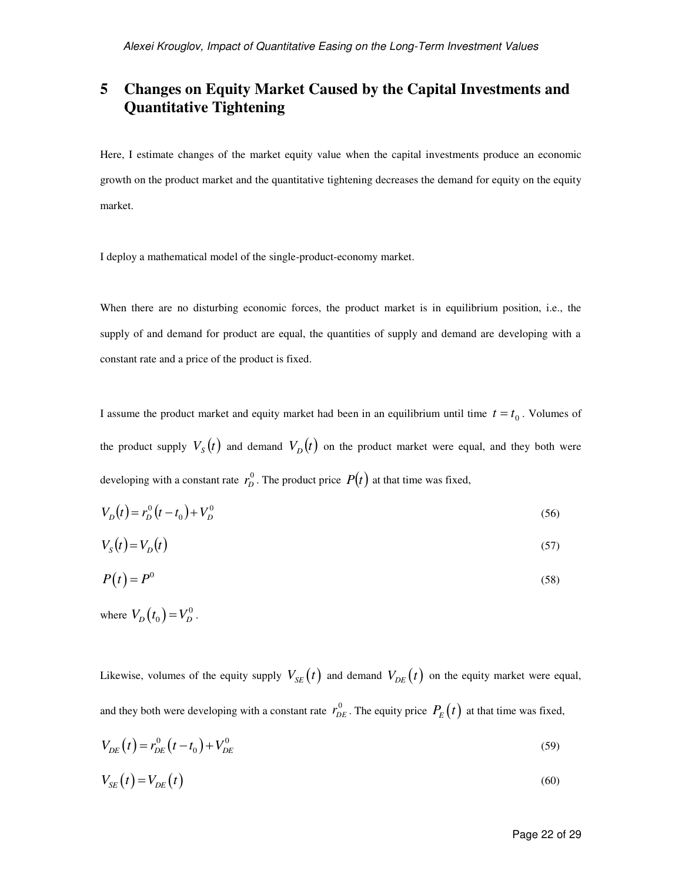# 5 Changes on Equity Market Caused by the Capital Investments and Quantitative Tightening

Here, I estimate changes of the market equity value when the capital investments produce an economic growth on the product market and the quantitative tightening decreases the demand for equity on the equity market.

I deploy a mathematical model of the single-product-economy market.

When there are no disturbing economic forces, the product market is in equilibrium position, i.e., the supply of and demand for product are equal, the quantities of supply and demand are developing with a constant rate and a price of the product is fixed.

I assume the product market and equity market had been in an equilibrium until time $t = t_0$. Volumes of the product supply $V_S(t)$ and demand $V_D(t)$ on the product market were equal, and they both were developing with a constant rate $r_D^0$. The product price $P(t)$ at that time was fixed,

$$V_D(t) = r_D^0 (t - t_0) + V_D^0 \tag{56}$$

$$V_S(t) = V_D(t) \tag{57}$$

$$P(t) = P^0 \tag{58}$$

where $V_D(t_0) = V_D^0$.

Likewise, volumes of the equity supply $V_{SE}(t)$ and demand $V_{DE}(t)$ on the equity market were equal, and they both were developing with a constant rate $r_{DE}^0$. The equity price $P_E(t)$ at that time was fixed,

$$V_{DE}(t) = r_{DE}^0 (t - t_0) + V_{DE}^0 \tag{59}$$

$$V_{SE}(t) = V_{DE}(t) \tag{60}$$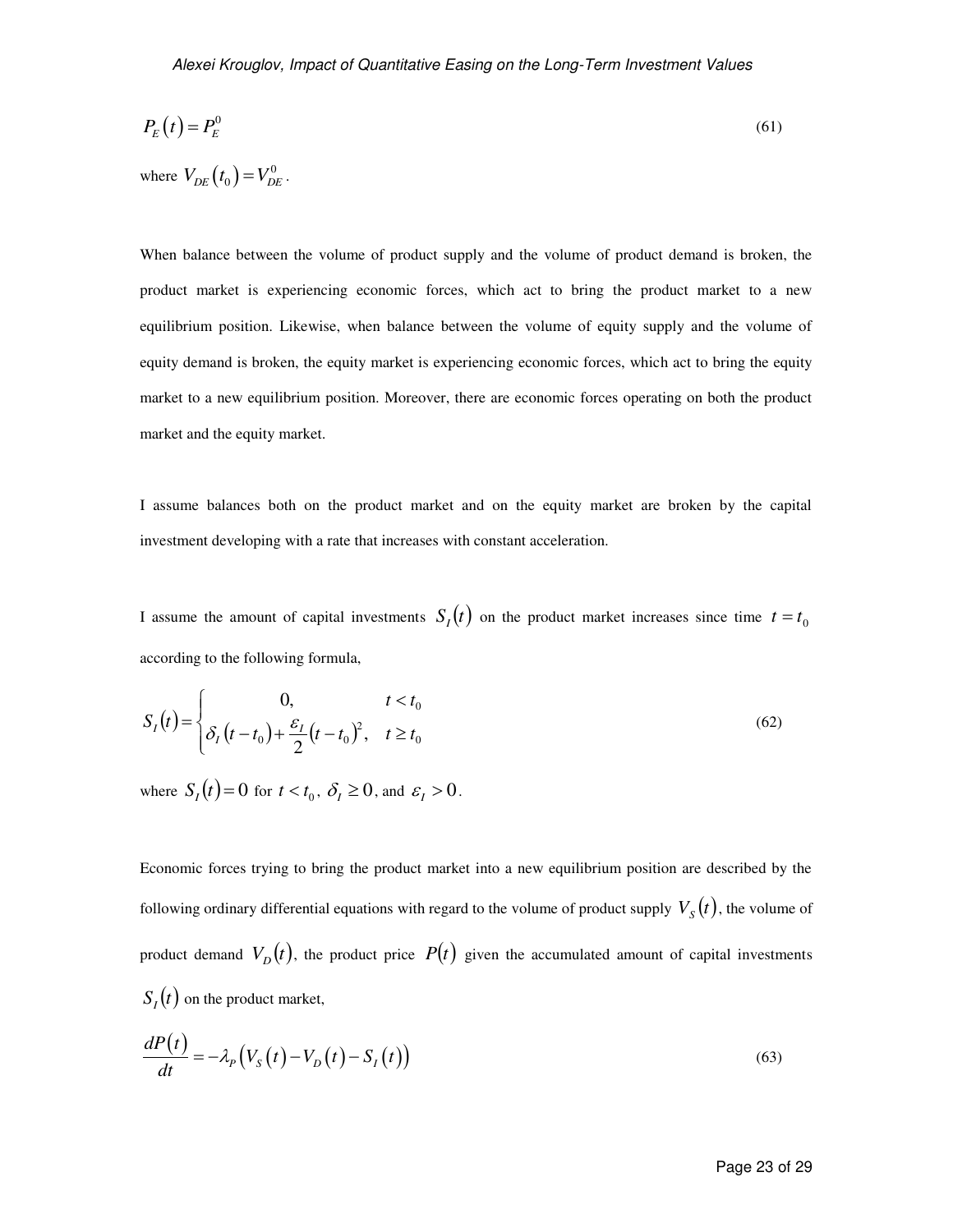$$P_E(t) = P_E^0 \tag{61}$$

where $V_{DE}(t_0) = V_{DE}^0$.

When balance between the volume of product supply and the volume of product demand is broken, the product market is experiencing economic forces, which act to bring the product market to a new equilibrium position. Likewise, when balance between the volume of equity supply and the volume of equity demand is broken, the equity market is experiencing economic forces, which act to bring the equity market to a new equilibrium position. Moreover, there are economic forces operating on both the product market and the equity market.

I assume balances both on the product market and on the equity market are broken by the capital investment developing with a rate that increases with constant acceleration.

I assume the amount of capital investments $S_I(t)$ on the product market increases since time $t = t_0$ according to the following formula,

$$S_I(t) = \begin{cases} 0, & t < t_0 \\ \delta_I (t - t_0) + \dfrac{\varepsilon_I}{2}(t - t_0)^2, & t \geq t_0 \end{cases} \tag{62}$$

where $S_I(t) = 0$ for $t < t_0$, $\delta_I \geq 0$, and $\varepsilon_I > 0$.

Economic forces trying to bring the product market into a new equilibrium position are described by the following ordinary differential equations with regard to the volume of product supply $V_S(t)$, the volume of product demand $V_D(t)$, the product price $P(t)$ given the accumulated amount of capital investments $S_I(t)$ on the product market,

$$\frac{dP(t)}{dt} = -\lambda_P \left( V_S(t) - V_D(t) - S_I(t) \right) \tag{63}$$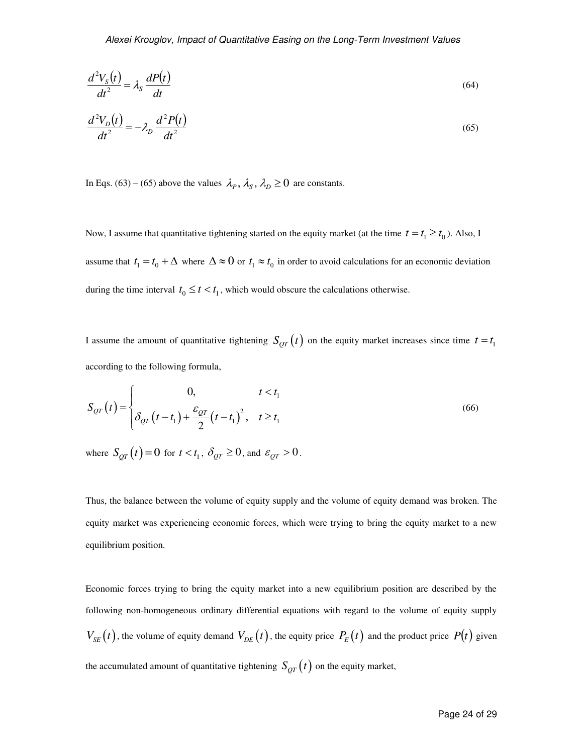$$\frac{d^2 V_S(t)}{dt^2} = \lambda_S \frac{dP(t)}{dt} \tag{64}$$

$$\frac{d^2 V_D(t)}{dt^2} = -\lambda_D \frac{d^2 P(t)}{dt^2} \tag{65}$$

In Eqs. (63) – (65) above the values $\lambda_P, \lambda_S, \lambda_D \geq 0$ are constants.

Now, I assume that quantitative tightening started on the equity market (at the time $t = t_1 \geq t_0$). Also, I assume that $t_1 = t_0 + \Delta$ where $\Delta \approx 0$ or $t_1 \approx t_0$ in order to avoid calculations for an economic deviation during the time interval $t_0 \leq t < t_1$, which would obscure the calculations otherwise.

I assume the amount of quantitative tightening $S_{QT}(t)$ on the equity market increases since time $t = t_1$ according to the following formula,

$$S_{QT}(t) = \begin{cases} 0, & t < t_1 \\ \delta_{QT}(t - t_1) + \dfrac{\varepsilon_{QT}}{2}(t - t_1)^2, & t \geq t_1 \end{cases} \tag{66}$$

where $S_{QT}(t) = 0$ for $t < t_1$, $\delta_{QT} \geq 0$, and $\varepsilon_{QT} > 0$.

Thus, the balance between the volume of equity supply and the volume of equity demand was broken. The equity market was experiencing economic forces, which were trying to bring the equity market to a new equilibrium position.

Economic forces trying to bring the equity market into a new equilibrium position are described by the following non-homogeneous ordinary differential equations with regard to the volume of equity supply $V_{SE}(t)$, the volume of equity demand $V_{DE}(t)$, the equity price $P_E(t)$ and the product price $P(t)$ given the accumulated amount of quantitative tightening $S_{QT}(t)$ on the equity market,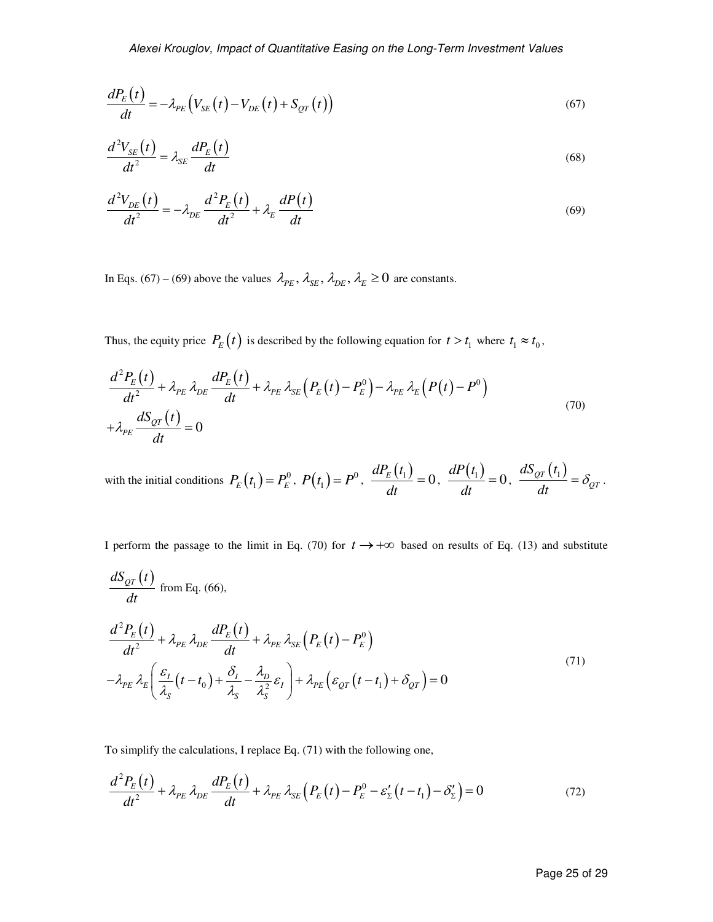$$\frac{dP_E(t)}{dt} = -\lambda_{PE}\left(V_{SE}(t) - V_{DE}(t) + S_{QT}(t)\right) \tag{67}$$

$$\frac{d^2V_{SE}(t)}{dt^2} = \lambda_{SE}\frac{dP_E(t)}{dt} \tag{68}$$

$$\frac{d^2V_{DE}(t)}{dt^2} = -\lambda_{DE}\frac{d^2P_E(t)}{dt^2} + \lambda_E\frac{dP(t)}{dt} \tag{69}$$

In Eqs. (67) – (69) above the values $\lambda_{PE}, \lambda_{SE}, \lambda_{DE}, \lambda_E \geq 0$ are constants.

Thus, the equity price $P_E(t)$ is described by the following equation for $t > t_1$ where $t_1 \approx t_0$,

$$\begin{aligned}&\frac{d^2P_E(t)}{dt^2} + \lambda_{PE}\,\lambda_{DE}\frac{dP_E(t)}{dt} + \lambda_{PE}\,\lambda_{SE}\left(P_E(t) - P_E^0\right) - \lambda_{PE}\,\lambda_E\left(P(t) - P^0\right)\\&+\lambda_{PE}\frac{dS_{QT}(t)}{dt} = 0\end{aligned} \tag{70}$$

with the initial conditions $P_E(t_1) = P_E^0$, $P(t_1) = P^0$, $\dfrac{dP_E(t_1)}{dt} = 0$, $\dfrac{dP(t_1)}{dt} = 0$, $\dfrac{dS_{QT}(t_1)}{dt} = \delta_{QT}$.

I perform the passage to the limit in Eq. (70) for $t \to +\infty$ based on results of Eq. (13) and substitute $\dfrac{dS_{QT}(t)}{dt}$ from Eq. (66),

$$\begin{aligned}&\frac{d^2P_E(t)}{dt^2} + \lambda_{PE}\,\lambda_{DE}\frac{dP_E(t)}{dt} + \lambda_{PE}\,\lambda_{SE}\left(P_E(t) - P_E^0\right)\\&-\lambda_{PE}\,\lambda_E\left(\frac{\varepsilon_I}{\lambda_S}(t - t_0) + \frac{\delta_I}{\lambda_S} - \frac{\lambda_D}{\lambda_S^2}\varepsilon_I\right) + \lambda_{PE}\left(\varepsilon_{QT}(t - t_1) + \delta_{QT}\right) = 0\end{aligned} \tag{71}$$

To simplify the calculations, I replace Eq. (71) with the following one,

$$\frac{d^2P_E(t)}{dt^2} + \lambda_{PE}\,\lambda_{DE}\frac{dP_E(t)}{dt} + \lambda_{PE}\,\lambda_{SE}\left(P_E(t) - P_E^0 - \varepsilon'_\Sigma(t - t_1) - \delta'_\Sigma\right) = 0 \tag{72}$$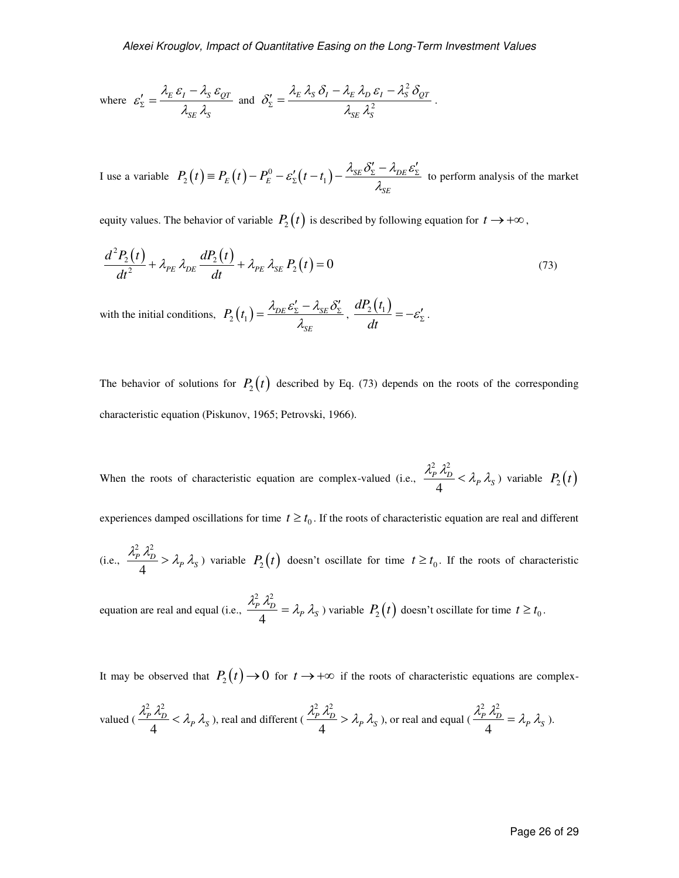where $\varepsilon'_{\Sigma} = \dfrac{\lambda_E\,\varepsilon_I - \lambda_S\,\varepsilon_{QT}}{\lambda_{SE}\,\lambda_S}$ and $\delta'_{\Sigma} = \dfrac{\lambda_E\,\lambda_S\,\delta_I - \lambda_E\,\lambda_D\,\varepsilon_I - \lambda_S^2\,\delta_{QT}}{\lambda_{SE}\,\lambda_S^2}$.

I use a variable $P_2(t) \equiv P_E(t) - P_E^0 - \varepsilon'_{\Sigma}(t - t_1) - \dfrac{\lambda_{SE}\,\delta'_{\Sigma} - \lambda_{DE}\,\varepsilon'_{\Sigma}}{\lambda_{SE}}$ to perform analysis of the market equity values. The behavior of variable $P_2(t)$ is described by following equation for $t \to +\infty$,

$$\frac{d^2 P_2(t)}{dt^2} + \lambda_{PE}\,\lambda_{DE}\,\frac{dP_2(t)}{dt} + \lambda_{PE}\,\lambda_{SE}\,P_2(t) = 0 \tag{73}$$

with the initial conditions, $P_2(t_1) = \dfrac{\lambda_{DE}\,\varepsilon'_{\Sigma} - \lambda_{SE}\,\delta'_{\Sigma}}{\lambda_{SE}}$, $\dfrac{dP_2(t_1)}{dt} = -\varepsilon'_{\Sigma}$.

The behavior of solutions for $P_2(t)$ described by Eq. (73) depends on the roots of the corresponding characteristic equation (Piskunov, 1965; Petrovski, 1966).

When the roots of characteristic equation are complex-valued (i.e., $\dfrac{\lambda_P^2\,\lambda_D^2}{4} < \lambda_P\,\lambda_S$) variable $P_2(t)$ experiences damped oscillations for time $t \geq t_0$. If the roots of characteristic equation are real and different (i.e., $\dfrac{\lambda_P^2\,\lambda_D^2}{4} > \lambda_P\,\lambda_S$) variable $P_2(t)$ doesn't oscillate for time $t \geq t_0$. If the roots of characteristic equation are real and equal (i.e., $\dfrac{\lambda_P^2\,\lambda_D^2}{4} = \lambda_P\,\lambda_S$) variable $P_2(t)$ doesn't oscillate for time $t \geq t_0$.

It may be observed that $P_2(t) \to 0$ for $t \to +\infty$ if the roots of characteristic equations are complex-valued ($\dfrac{\lambda_P^2\,\lambda_D^2}{4} < \lambda_P\,\lambda_S$), real and different ($\dfrac{\lambda_P^2\,\lambda_D^2}{4} > \lambda_P\,\lambda_S$), or real and equal ($\dfrac{\lambda_P^2\,\lambda_D^2}{4} = \lambda_P\,\lambda_S$).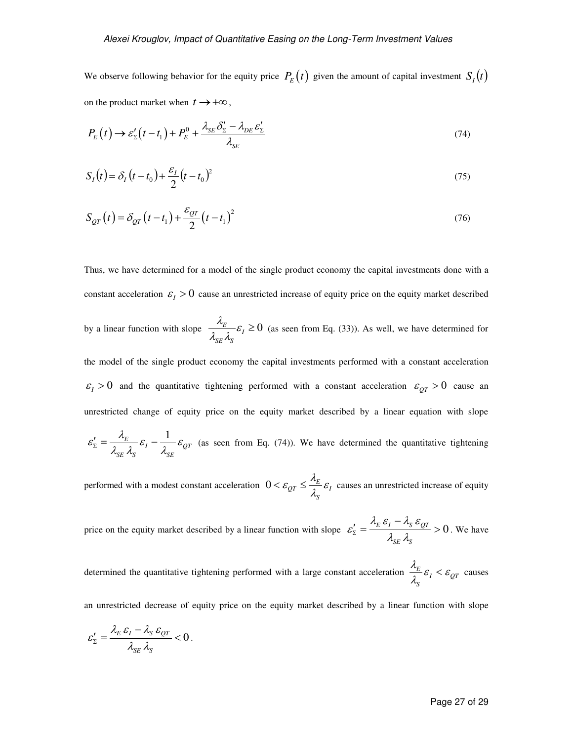We observe following behavior for the equity price $P_E(t)$ given the amount of capital investment $S_I(t)$ on the product market when $t \to +\infty$,

$$P_E(t) \to \varepsilon'_\Sigma (t - t_1) + P_E^0 + \frac{\lambda_{SE}\,\delta'_\Sigma - \lambda_{DE}\,\varepsilon'_\Sigma}{\lambda_{SE}} \tag{74}$$

$$S_I(t) = \delta_I (t - t_0) + \frac{\varepsilon_I}{2}(t - t_0)^2 \tag{75}$$

$$S_{QT}(t) = \delta_{QT} (t - t_1) + \frac{\varepsilon_{QT}}{2}(t - t_1)^2 \tag{76}$$

Thus, we have determined for a model of the single product economy the capital investments done with a constant acceleration $\varepsilon_I > 0$ cause an unrestricted increase of equity price on the equity market described by a linear function with slope $\frac{\lambda_E}{\lambda_{SE}\,\lambda_S}\varepsilon_I \geq 0$ (as seen from Eq. (33)). As well, we have determined for the model of the single product economy the capital investments performed with a constant acceleration $\varepsilon_I > 0$ and the quantitative tightening performed with a constant acceleration $\varepsilon_{QT} > 0$ cause an unrestricted change of equity price on the equity market described by a linear equation with slope $\varepsilon'_\Sigma = \frac{\lambda_E}{\lambda_{SE}\,\lambda_S}\varepsilon_I - \frac{1}{\lambda_{SE}}\varepsilon_{QT}$ (as seen from Eq. (74)). We have determined the quantitative tightening performed with a modest constant acceleration $0 < \varepsilon_{QT} \leq \frac{\lambda_E}{\lambda_S}\varepsilon_I$ causes an unrestricted increase of equity price on the equity market described by a linear function with slope $\varepsilon'_\Sigma = \frac{\lambda_E\,\varepsilon_I - \lambda_S\,\varepsilon_{QT}}{\lambda_{SE}\,\lambda_S} > 0$. We have determined the quantitative tightening performed with a large constant acceleration $\frac{\lambda_E}{\lambda_S}\varepsilon_I < \varepsilon_{QT}$ causes an unrestricted decrease of equity price on the equity market described by a linear function with slope $\varepsilon'_\Sigma = \frac{\lambda_E\,\varepsilon_I - \lambda_S\,\varepsilon_{QT}}{\lambda_{SE}\,\lambda_S} < 0$.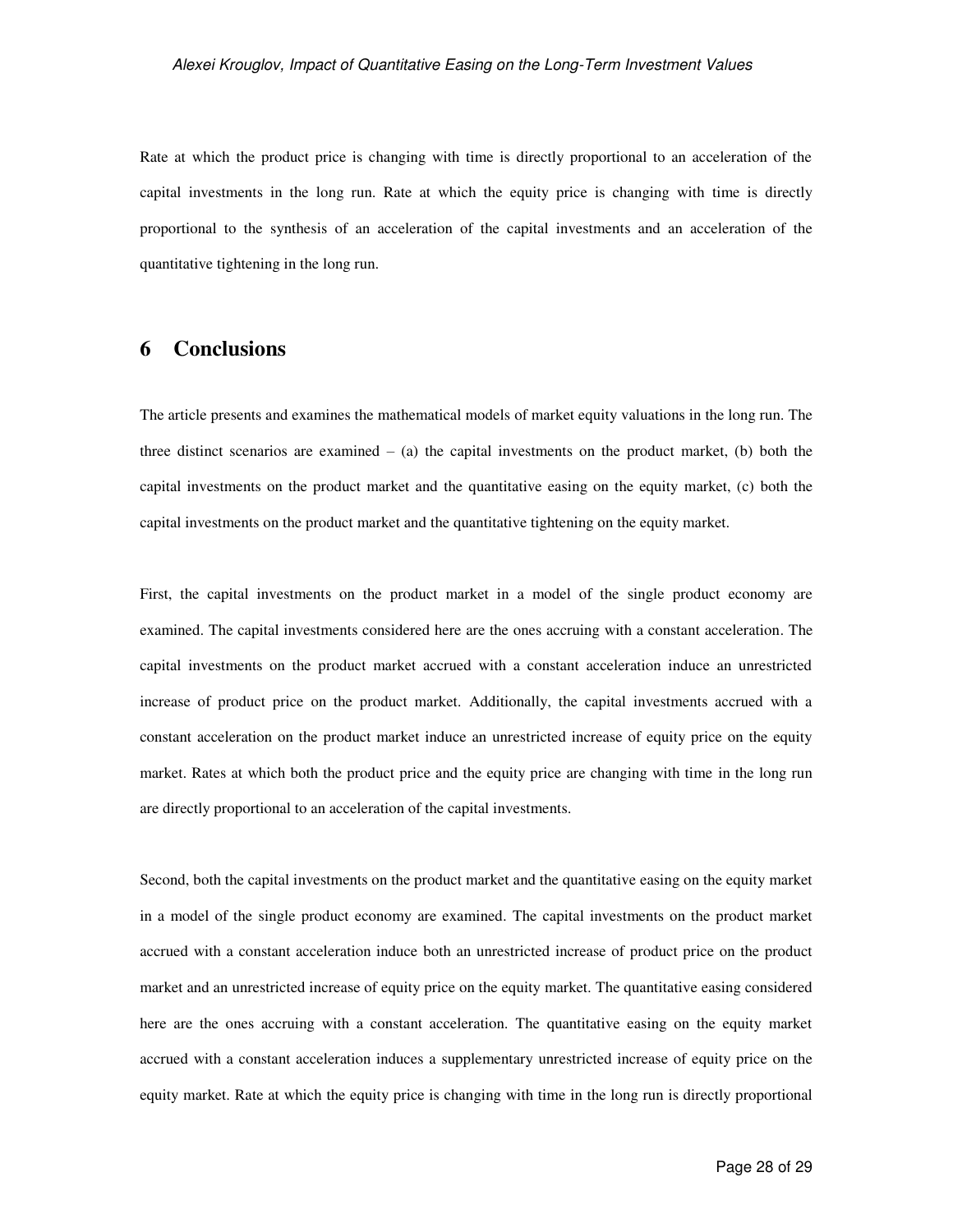Rate at which the product price is changing with time is directly proportional to an acceleration of the capital investments in the long run. Rate at which the equity price is changing with time is directly proportional to the synthesis of an acceleration of the capital investments and an acceleration of the quantitative tightening in the long run.

## 6 Conclusions

The article presents and examines the mathematical models of market equity valuations in the long run. The three distinct scenarios are examined – (a) the capital investments on the product market, (b) both the capital investments on the product market and the quantitative easing on the equity market, (c) both the capital investments on the product market and the quantitative tightening on the equity market.

First, the capital investments on the product market in a model of the single product economy are examined. The capital investments considered here are the ones accruing with a constant acceleration. The capital investments on the product market accrued with a constant acceleration induce an unrestricted increase of product price on the product market. Additionally, the capital investments accrued with a constant acceleration on the product market induce an unrestricted increase of equity price on the equity market. Rates at which both the product price and the equity price are changing with time in the long run are directly proportional to an acceleration of the capital investments.

Second, both the capital investments on the product market and the quantitative easing on the equity market in a model of the single product economy are examined. The capital investments on the product market accrued with a constant acceleration induce both an unrestricted increase of product price on the product market and an unrestricted increase of equity price on the equity market. The quantitative easing considered here are the ones accruing with a constant acceleration. The quantitative easing on the equity market accrued with a constant acceleration induces a supplementary unrestricted increase of equity price on the equity market. Rate at which the equity price is changing with time in the long run is directly proportional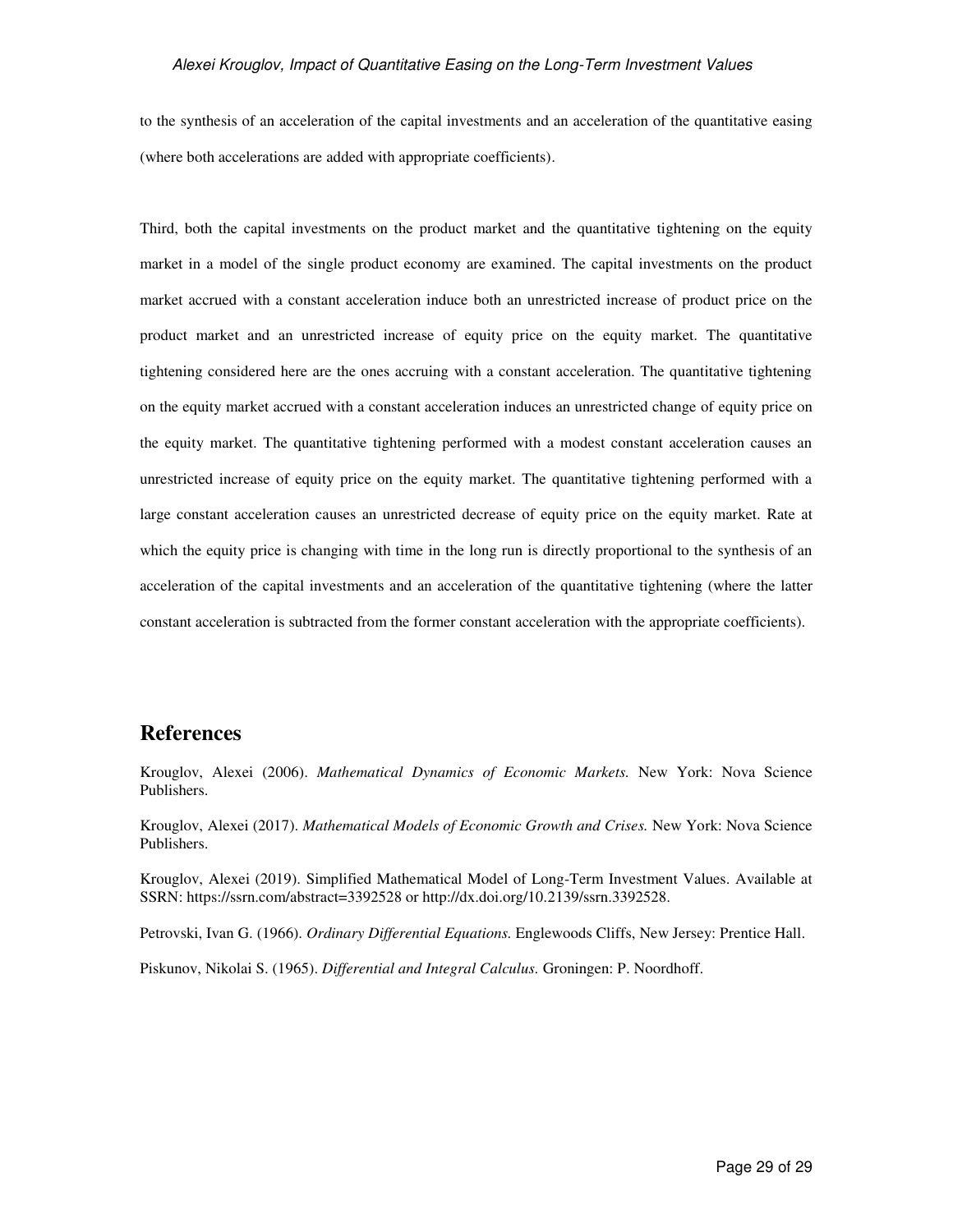to the synthesis of an acceleration of the capital investments and an acceleration of the quantitative easing (where both accelerations are added with appropriate coefficients).

Third, both the capital investments on the product market and the quantitative tightening on the equity market in a model of the single product economy are examined. The capital investments on the product market accrued with a constant acceleration induce both an unrestricted increase of product price on the product market and an unrestricted increase of equity price on the equity market. The quantitative tightening considered here are the ones accruing with a constant acceleration. The quantitative tightening on the equity market accrued with a constant acceleration induces an unrestricted change of equity price on the equity market. The quantitative tightening performed with a modest constant acceleration causes an unrestricted increase of equity price on the equity market. The quantitative tightening performed with a large constant acceleration causes an unrestricted decrease of equity price on the equity market. Rate at which the equity price is changing with time in the long run is directly proportional to the synthesis of an acceleration of the capital investments and an acceleration of the quantitative tightening (where the latter constant acceleration is subtracted from the former constant acceleration with the appropriate coefficients).

## References

Krouglov, Alexei (2006). *Mathematical Dynamics of Economic Markets.* New York: Nova Science Publishers.

Krouglov, Alexei (2017). *Mathematical Models of Economic Growth and Crises.* New York: Nova Science Publishers.

Krouglov, Alexei (2019). Simplified Mathematical Model of Long-Term Investment Values. Available at SSRN: https://ssrn.com/abstract=3392528 or http://dx.doi.org/10.2139/ssrn.3392528.

Petrovski, Ivan G. (1966). *Ordinary Differential Equations.* Englewoods Cliffs, New Jersey: Prentice Hall.

Piskunov, Nikolai S. (1965). *Differential and Integral Calculus.* Groningen: P. Noordhoff.